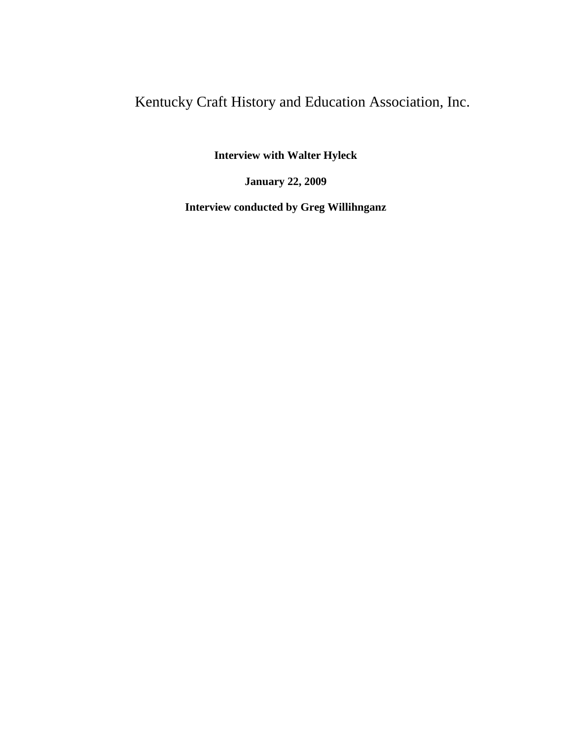# Kentucky Craft History and Education Association, Inc.

**Interview with Walter Hyleck**

**January 22, 2009**

**Interview conducted by Greg Willihnganz**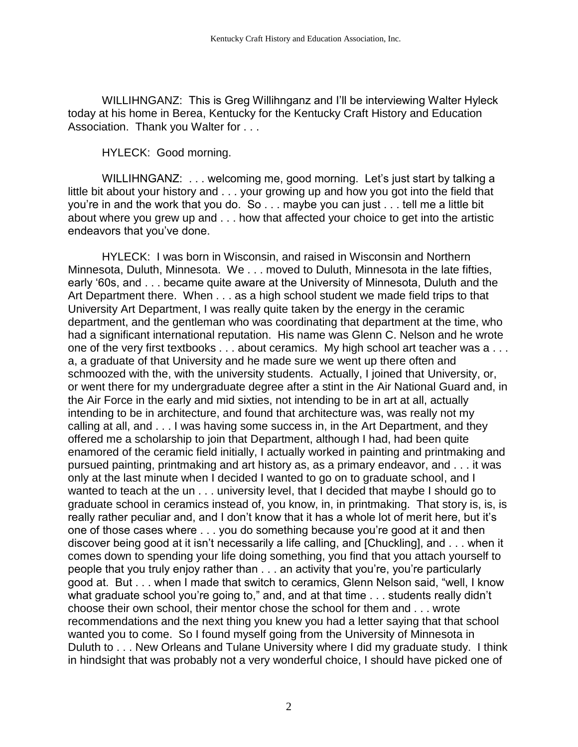WILLIHNGANZ: This is Greg Willihnganz and I'll be interviewing Walter Hyleck today at his home in Berea, Kentucky for the Kentucky Craft History and Education Association. Thank you Walter for . . .

HYLECK: Good morning.

WILLIHNGANZ: . . . welcoming me, good morning. Let's just start by talking a little bit about your history and . . . your growing up and how you got into the field that you're in and the work that you do. So . . . maybe you can just . . . tell me a little bit about where you grew up and . . . how that affected your choice to get into the artistic endeavors that you've done.

HYLECK: I was born in Wisconsin, and raised in Wisconsin and Northern Minnesota, Duluth, Minnesota. We . . . moved to Duluth, Minnesota in the late fifties, early '60s, and . . . became quite aware at the University of Minnesota, Duluth and the Art Department there. When . . . as a high school student we made field trips to that University Art Department, I was really quite taken by the energy in the ceramic department, and the gentleman who was coordinating that department at the time, who had a significant international reputation. His name was Glenn C. Nelson and he wrote one of the very first textbooks . . . about ceramics. My high school art teacher was a . . . a, a graduate of that University and he made sure we went up there often and schmoozed with the, with the university students. Actually, I joined that University, or, or went there for my undergraduate degree after a stint in the Air National Guard and, in the Air Force in the early and mid sixties, not intending to be in art at all, actually intending to be in architecture, and found that architecture was, was really not my calling at all, and . . . I was having some success in, in the Art Department, and they offered me a scholarship to join that Department, although I had, had been quite enamored of the ceramic field initially, I actually worked in painting and printmaking and pursued painting, printmaking and art history as, as a primary endeavor, and . . . it was only at the last minute when I decided I wanted to go on to graduate school, and I wanted to teach at the un . . . university level, that I decided that maybe I should go to graduate school in ceramics instead of, you know, in, in printmaking. That story is, is, is really rather peculiar and, and I don't know that it has a whole lot of merit here, but it's one of those cases where . . . you do something because you're good at it and then discover being good at it isn't necessarily a life calling, and [Chuckling], and . . . when it comes down to spending your life doing something, you find that you attach yourself to people that you truly enjoy rather than . . . an activity that you're, you're particularly good at. But . . . when I made that switch to ceramics, Glenn Nelson said, "well, I know what graduate school you're going to," and, and at that time . . . students really didn't choose their own school, their mentor chose the school for them and . . . wrote recommendations and the next thing you knew you had a letter saying that that school wanted you to come. So I found myself going from the University of Minnesota in Duluth to . . . New Orleans and Tulane University where I did my graduate study. I think in hindsight that was probably not a very wonderful choice, I should have picked one of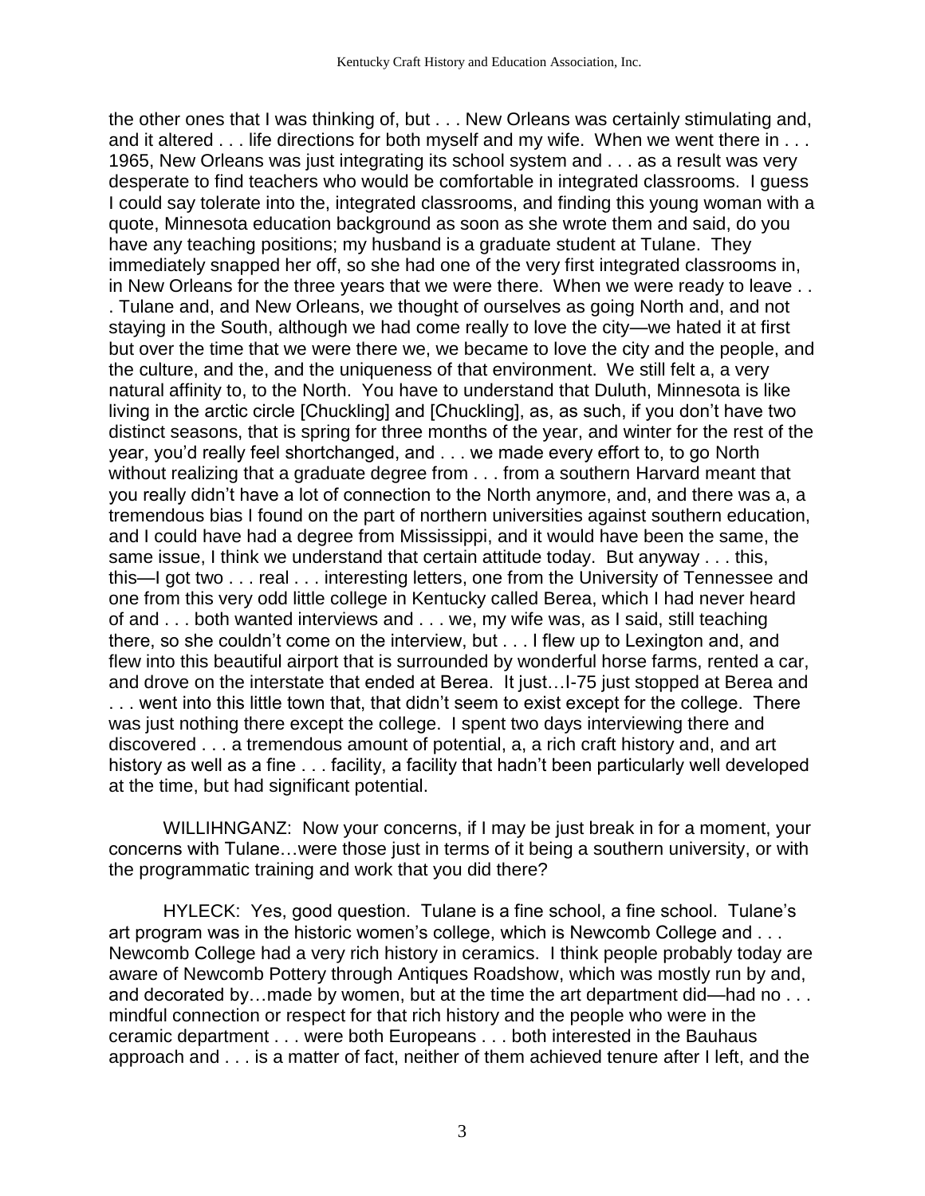the other ones that I was thinking of, but . . . New Orleans was certainly stimulating and, and it altered . . . life directions for both myself and my wife. When we went there in . . . 1965, New Orleans was just integrating its school system and . . . as a result was very desperate to find teachers who would be comfortable in integrated classrooms. I guess I could say tolerate into the, integrated classrooms, and finding this young woman with a quote, Minnesota education background as soon as she wrote them and said, do you have any teaching positions; my husband is a graduate student at Tulane. They immediately snapped her off, so she had one of the very first integrated classrooms in, in New Orleans for the three years that we were there. When we were ready to leave . . . Tulane and, and New Orleans, we thought of ourselves as going North and, and not staying in the South, although we had come really to love the city—we hated it at first but over the time that we were there we, we became to love the city and the people, and the culture, and the, and the uniqueness of that environment. We still felt a, a very natural affinity to, to the North. You have to understand that Duluth, Minnesota is like living in the arctic circle [Chuckling] and [Chuckling], as, as such, if you don't have two distinct seasons, that is spring for three months of the year, and winter for the rest of the year, you'd really feel shortchanged, and . . . we made every effort to, to go North without realizing that a graduate degree from . . . from a southern Harvard meant that you really didn't have a lot of connection to the North anymore, and, and there was a, a tremendous bias I found on the part of northern universities against southern education, and I could have had a degree from Mississippi, and it would have been the same, the same issue, I think we understand that certain attitude today. But anyway . . . this, this—I got two . . . real . . . interesting letters, one from the University of Tennessee and one from this very odd little college in Kentucky called Berea, which I had never heard of and . . . both wanted interviews and . . . we, my wife was, as I said, still teaching there, so she couldn't come on the interview, but . . . I flew up to Lexington and, and flew into this beautiful airport that is surrounded by wonderful horse farms, rented a car, and drove on the interstate that ended at Berea. It just…I-75 just stopped at Berea and . . . went into this little town that, that didn't seem to exist except for the college. There was just nothing there except the college. I spent two days interviewing there and discovered . . . a tremendous amount of potential, a, a rich craft history and, and art history as well as a fine . . . facility, a facility that hadn't been particularly well developed at the time, but had significant potential.

WILLIHNGANZ: Now your concerns, if I may be just break in for a moment, your concerns with Tulane…were those just in terms of it being a southern university, or with the programmatic training and work that you did there?

HYLECK: Yes, good question. Tulane is a fine school, a fine school. Tulane's art program was in the historic women's college, which is Newcomb College and . . . Newcomb College had a very rich history in ceramics. I think people probably today are aware of Newcomb Pottery through Antiques Roadshow, which was mostly run by and, and decorated by…made by women, but at the time the art department did—had no . . . mindful connection or respect for that rich history and the people who were in the ceramic department . . . were both Europeans . . . both interested in the Bauhaus approach and . . . is a matter of fact, neither of them achieved tenure after I left, and the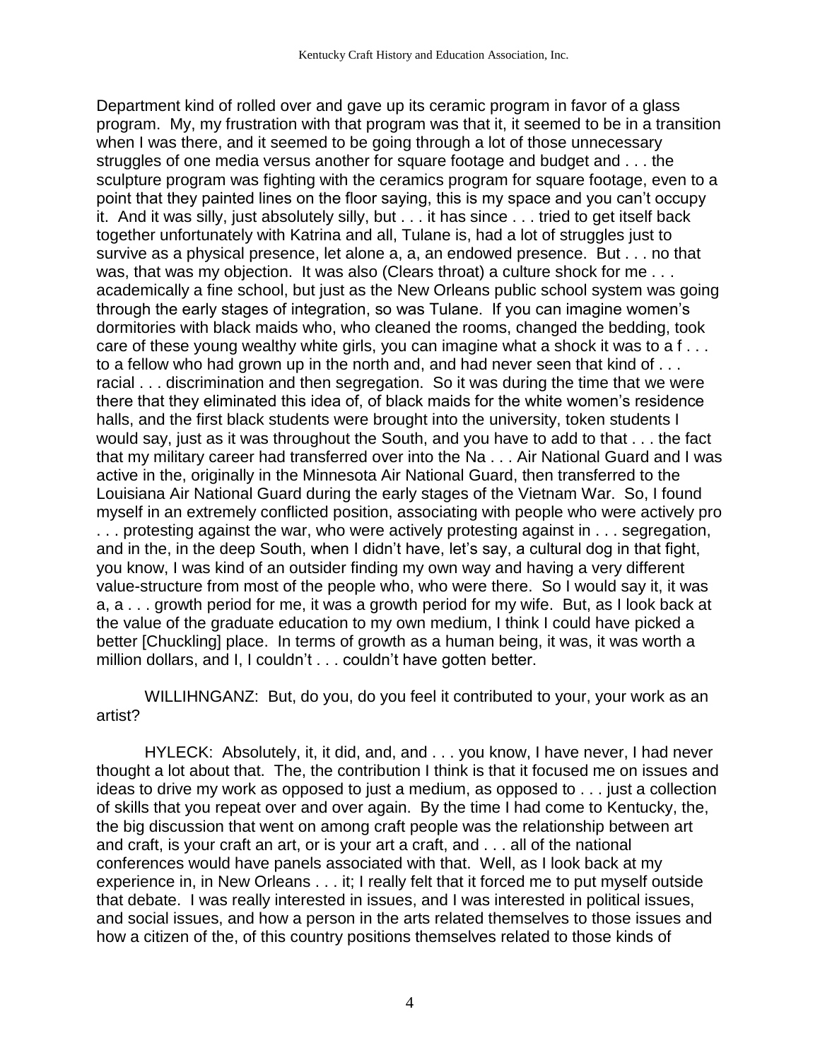Department kind of rolled over and gave up its ceramic program in favor of a glass program. My, my frustration with that program was that it, it seemed to be in a transition when I was there, and it seemed to be going through a lot of those unnecessary struggles of one media versus another for square footage and budget and . . . the sculpture program was fighting with the ceramics program for square footage, even to a point that they painted lines on the floor saying, this is my space and you can't occupy it. And it was silly, just absolutely silly, but . . . it has since . . . tried to get itself back together unfortunately with Katrina and all, Tulane is, had a lot of struggles just to survive as a physical presence, let alone a, a, an endowed presence. But . . . no that was, that was my objection. It was also (Clears throat) a culture shock for me . . . academically a fine school, but just as the New Orleans public school system was going through the early stages of integration, so was Tulane. If you can imagine women's dormitories with black maids who, who cleaned the rooms, changed the bedding, took care of these young wealthy white girls, you can imagine what a shock it was to a f . . . to a fellow who had grown up in the north and, and had never seen that kind of . . . racial . . . discrimination and then segregation. So it was during the time that we were there that they eliminated this idea of, of black maids for the white women's residence halls, and the first black students were brought into the university, token students I would say, just as it was throughout the South, and you have to add to that . . . the fact that my military career had transferred over into the Na . . . Air National Guard and I was active in the, originally in the Minnesota Air National Guard, then transferred to the Louisiana Air National Guard during the early stages of the Vietnam War. So, I found myself in an extremely conflicted position, associating with people who were actively pro . . . protesting against the war, who were actively protesting against in . . . segregation, and in the, in the deep South, when I didn't have, let's say, a cultural dog in that fight, you know, I was kind of an outsider finding my own way and having a very different value-structure from most of the people who, who were there. So I would say it, it was a, a . . . growth period for me, it was a growth period for my wife. But, as I look back at the value of the graduate education to my own medium, I think I could have picked a better [Chuckling] place. In terms of growth as a human being, it was, it was worth a million dollars, and I, I couldn't . . . couldn't have gotten better.

WILLIHNGANZ: But, do you, do you feel it contributed to your, your work as an artist?

HYLECK: Absolutely, it, it did, and, and . . . you know, I have never, I had never thought a lot about that. The, the contribution I think is that it focused me on issues and ideas to drive my work as opposed to just a medium, as opposed to . . . just a collection of skills that you repeat over and over again. By the time I had come to Kentucky, the, the big discussion that went on among craft people was the relationship between art and craft, is your craft an art, or is your art a craft, and . . . all of the national conferences would have panels associated with that. Well, as I look back at my experience in, in New Orleans . . . it; I really felt that it forced me to put myself outside that debate. I was really interested in issues, and I was interested in political issues, and social issues, and how a person in the arts related themselves to those issues and how a citizen of the, of this country positions themselves related to those kinds of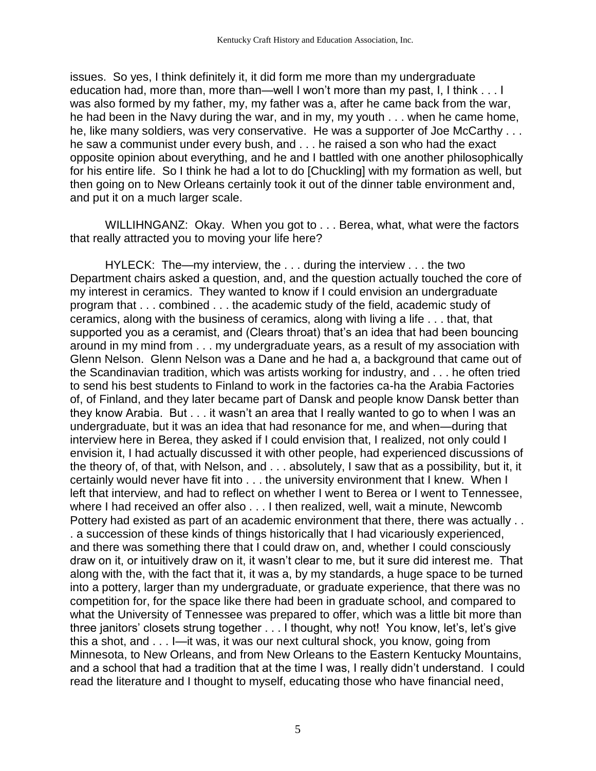issues. So yes, I think definitely it, it did form me more than my undergraduate education had, more than, more than—well I won't more than my past, I, I think . . . I was also formed by my father, my, my father was a, after he came back from the war, he had been in the Navy during the war, and in my, my youth . . . when he came home, he, like many soldiers, was very conservative. He was a supporter of Joe McCarthy . . . he saw a communist under every bush, and . . . he raised a son who had the exact opposite opinion about everything, and he and I battled with one another philosophically for his entire life. So I think he had a lot to do [Chuckling] with my formation as well, but then going on to New Orleans certainly took it out of the dinner table environment and, and put it on a much larger scale.

WILLIHNGANZ: Okay. When you got to . . . Berea, what, what were the factors that really attracted you to moving your life here?

HYLECK: The—my interview, the . . . during the interview . . . the two Department chairs asked a question, and, and the question actually touched the core of my interest in ceramics. They wanted to know if I could envision an undergraduate program that . . . combined . . . the academic study of the field, academic study of ceramics, along with the business of ceramics, along with living a life . . . that, that supported you as a ceramist, and (Clears throat) that's an idea that had been bouncing around in my mind from . . . my undergraduate years, as a result of my association with Glenn Nelson. Glenn Nelson was a Dane and he had a, a background that came out of the Scandinavian tradition, which was artists working for industry, and . . . he often tried to send his best students to Finland to work in the factories ca-ha the Arabia Factories of, of Finland, and they later became part of Dansk and people know Dansk better than they know Arabia. But . . . it wasn't an area that I really wanted to go to when I was an undergraduate, but it was an idea that had resonance for me, and when—during that interview here in Berea, they asked if I could envision that, I realized, not only could I envision it, I had actually discussed it with other people, had experienced discussions of the theory of, of that, with Nelson, and . . . absolutely, I saw that as a possibility, but it, it certainly would never have fit into . . . the university environment that I knew. When I left that interview, and had to reflect on whether I went to Berea or I went to Tennessee, where I had received an offer also . . . I then realized, well, wait a minute, Newcomb Pottery had existed as part of an academic environment that there, there was actually . . . a succession of these kinds of things historically that I had vicariously experienced, and there was something there that I could draw on, and, whether I could consciously draw on it, or intuitively draw on it, it wasn't clear to me, but it sure did interest me. That along with the, with the fact that it, it was a, by my standards, a huge space to be turned into a pottery, larger than my undergraduate, or graduate experience, that there was no competition for, for the space like there had been in graduate school, and compared to what the University of Tennessee was prepared to offer, which was a little bit more than three janitors' closets strung together . . . I thought, why not! You know, let's, let's give this a shot, and . . . I—it was, it was our next cultural shock, you know, going from Minnesota, to New Orleans, and from New Orleans to the Eastern Kentucky Mountains, and a school that had a tradition that at the time I was, I really didn't understand. I could read the literature and I thought to myself, educating those who have financial need,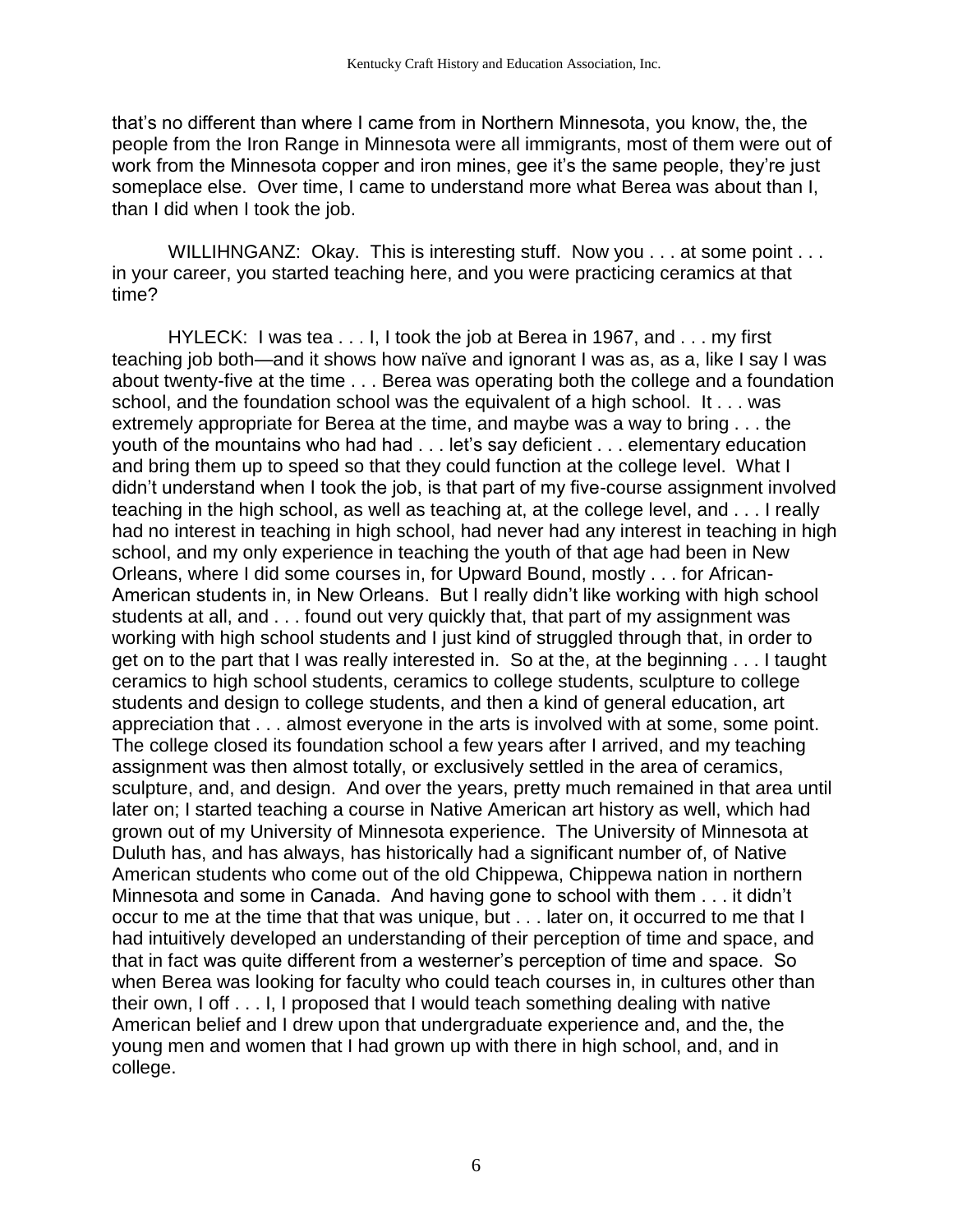that's no different than where I came from in Northern Minnesota, you know, the, the people from the Iron Range in Minnesota were all immigrants, most of them were out of work from the Minnesota copper and iron mines, gee it's the same people, they're just someplace else. Over time, I came to understand more what Berea was about than I, than I did when I took the job.

WILLIHNGANZ: Okay. This is interesting stuff. Now you . . . at some point . . . in your career, you started teaching here, and you were practicing ceramics at that time?

HYLECK: I was tea . . . I, I took the job at Berea in 1967, and . . . my first teaching job both—and it shows how naïve and ignorant I was as, as a, like I say I was about twenty-five at the time . . . Berea was operating both the college and a foundation school, and the foundation school was the equivalent of a high school. It . . . was extremely appropriate for Berea at the time, and maybe was a way to bring . . . the youth of the mountains who had had . . . let's say deficient . . . elementary education and bring them up to speed so that they could function at the college level. What I didn't understand when I took the job, is that part of my five-course assignment involved teaching in the high school, as well as teaching at, at the college level, and . . . I really had no interest in teaching in high school, had never had any interest in teaching in high school, and my only experience in teaching the youth of that age had been in New Orleans, where I did some courses in, for Upward Bound, mostly . . . for African-American students in, in New Orleans. But I really didn't like working with high school students at all, and . . . found out very quickly that, that part of my assignment was working with high school students and I just kind of struggled through that, in order to get on to the part that I was really interested in. So at the, at the beginning . . . I taught ceramics to high school students, ceramics to college students, sculpture to college students and design to college students, and then a kind of general education, art appreciation that . . . almost everyone in the arts is involved with at some, some point. The college closed its foundation school a few years after I arrived, and my teaching assignment was then almost totally, or exclusively settled in the area of ceramics, sculpture, and, and design. And over the years, pretty much remained in that area until later on; I started teaching a course in Native American art history as well, which had grown out of my University of Minnesota experience. The University of Minnesota at Duluth has, and has always, has historically had a significant number of, of Native American students who come out of the old Chippewa, Chippewa nation in northern Minnesota and some in Canada. And having gone to school with them . . . it didn't occur to me at the time that that was unique, but . . . later on, it occurred to me that I had intuitively developed an understanding of their perception of time and space, and that in fact was quite different from a westerner's perception of time and space. So when Berea was looking for faculty who could teach courses in, in cultures other than their own, I off . . . I, I proposed that I would teach something dealing with native American belief and I drew upon that undergraduate experience and, and the, the young men and women that I had grown up with there in high school, and, and in college.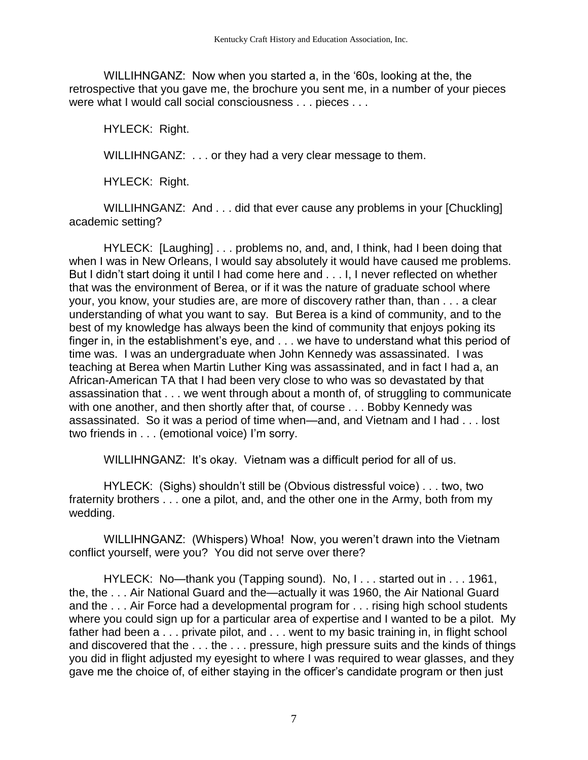WILLIHNGANZ: Now when you started a, in the '60s, looking at the, the retrospective that you gave me, the brochure you sent me, in a number of your pieces were what I would call social consciousness . . . pieces . . .

HYLECK: Right.

WILLIHNGANZ: . . . or they had a very clear message to them.

HYLECK: Right.

WILLIHNGANZ: And . . . did that ever cause any problems in your [Chuckling] academic setting?

HYLECK: [Laughing] . . . problems no, and, and, I think, had I been doing that when I was in New Orleans, I would say absolutely it would have caused me problems. But I didn't start doing it until I had come here and . . . I, I never reflected on whether that was the environment of Berea, or if it was the nature of graduate school where your, you know, your studies are, are more of discovery rather than, than . . . a clear understanding of what you want to say. But Berea is a kind of community, and to the best of my knowledge has always been the kind of community that enjoys poking its finger in, in the establishment's eye, and . . . we have to understand what this period of time was. I was an undergraduate when John Kennedy was assassinated. I was teaching at Berea when Martin Luther King was assassinated, and in fact I had a, an African-American TA that I had been very close to who was so devastated by that assassination that . . . we went through about a month of, of struggling to communicate with one another, and then shortly after that, of course . . . Bobby Kennedy was assassinated. So it was a period of time when—and, and Vietnam and I had . . . lost two friends in . . . (emotional voice) I'm sorry.

WILLIHNGANZ: It's okay. Vietnam was a difficult period for all of us.

HYLECK: (Sighs) shouldn't still be (Obvious distressful voice) . . . two, two fraternity brothers . . . one a pilot, and, and the other one in the Army, both from my wedding.

WILLIHNGANZ: (Whispers) Whoa! Now, you weren't drawn into the Vietnam conflict yourself, were you? You did not serve over there?

HYLECK: No—thank you (Tapping sound). No, I . . . started out in . . . 1961, the, the . . . Air National Guard and the—actually it was 1960, the Air National Guard and the . . . Air Force had a developmental program for . . . rising high school students where you could sign up for a particular area of expertise and I wanted to be a pilot. My father had been a . . . private pilot, and . . . went to my basic training in, in flight school and discovered that the . . . the . . . pressure, high pressure suits and the kinds of things you did in flight adjusted my eyesight to where I was required to wear glasses, and they gave me the choice of, of either staying in the officer's candidate program or then just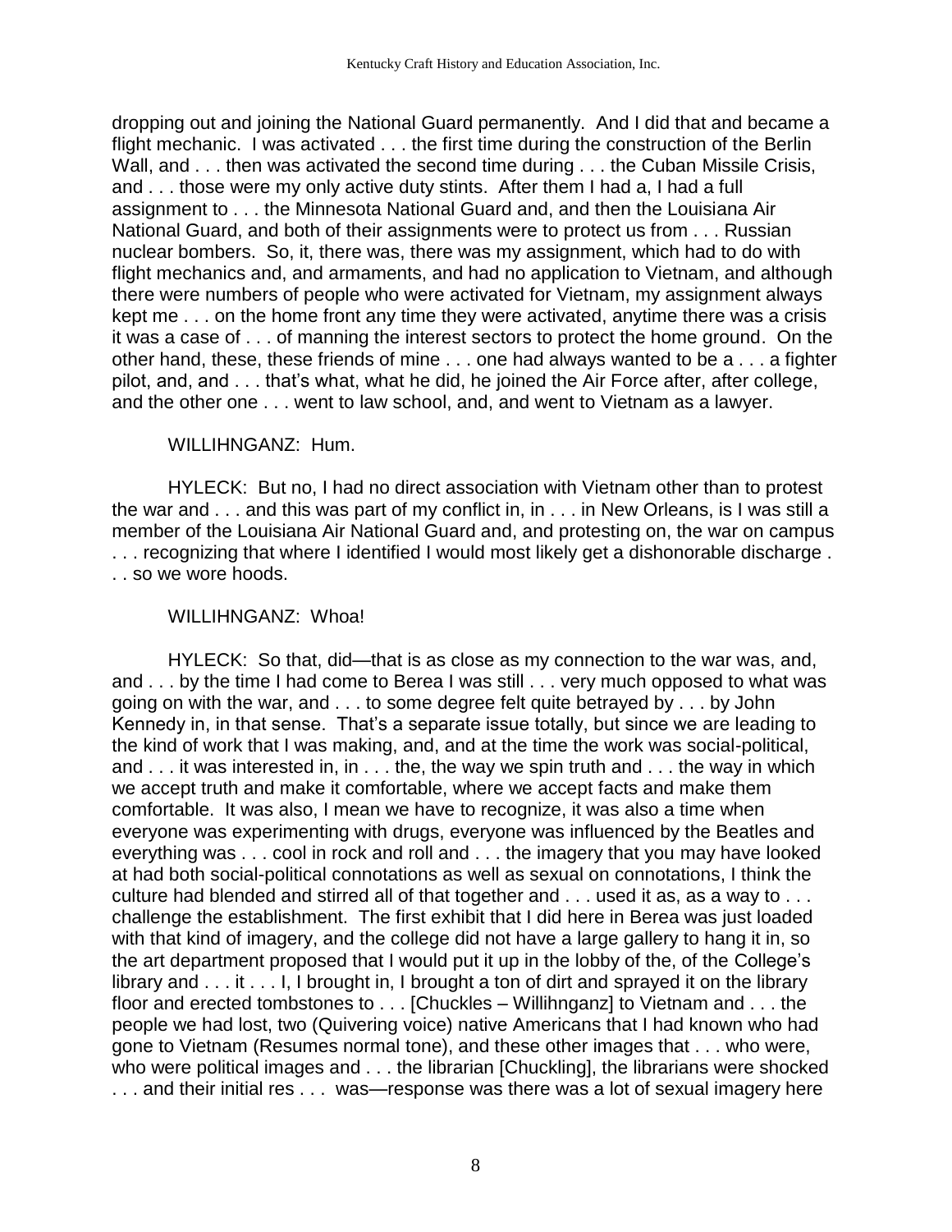dropping out and joining the National Guard permanently. And I did that and became a flight mechanic. I was activated . . . the first time during the construction of the Berlin Wall, and . . . then was activated the second time during . . . the Cuban Missile Crisis, and . . . those were my only active duty stints. After them I had a, I had a full assignment to . . . the Minnesota National Guard and, and then the Louisiana Air National Guard, and both of their assignments were to protect us from . . . Russian nuclear bombers. So, it, there was, there was my assignment, which had to do with flight mechanics and, and armaments, and had no application to Vietnam, and although there were numbers of people who were activated for Vietnam, my assignment always kept me . . . on the home front any time they were activated, anytime there was a crisis it was a case of . . . of manning the interest sectors to protect the home ground. On the other hand, these, these friends of mine . . . one had always wanted to be a . . . a fighter pilot, and, and . . . that's what, what he did, he joined the Air Force after, after college, and the other one . . . went to law school, and, and went to Vietnam as a lawyer.

WILLIHNGANZ: Hum.

HYLECK: But no, I had no direct association with Vietnam other than to protest the war and . . . and this was part of my conflict in, in . . . in New Orleans, is I was still a member of the Louisiana Air National Guard and, and protesting on, the war on campus . . . recognizing that where I identified I would most likely get a dishonorable discharge . . . so we wore hoods.

WILLIHNGANZ: Whoa!

HYLECK: So that, did—that is as close as my connection to the war was, and, and . . . by the time I had come to Berea I was still . . . very much opposed to what was going on with the war, and . . . to some degree felt quite betrayed by . . . by John Kennedy in, in that sense. That's a separate issue totally, but since we are leading to the kind of work that I was making, and, and at the time the work was social-political, and . . . it was interested in, in . . . the, the way we spin truth and . . . the way in which we accept truth and make it comfortable, where we accept facts and make them comfortable. It was also, I mean we have to recognize, it was also a time when everyone was experimenting with drugs, everyone was influenced by the Beatles and everything was . . . cool in rock and roll and . . . the imagery that you may have looked at had both social-political connotations as well as sexual on connotations, I think the culture had blended and stirred all of that together and . . . used it as, as a way to . . . challenge the establishment. The first exhibit that I did here in Berea was just loaded with that kind of imagery, and the college did not have a large gallery to hang it in, so the art department proposed that I would put it up in the lobby of the, of the College's library and . . . it . . . I, I brought in, I brought a ton of dirt and sprayed it on the library floor and erected tombstones to . . . [Chuckles – Willihnganz] to Vietnam and . . . the people we had lost, two (Quivering voice) native Americans that I had known who had gone to Vietnam (Resumes normal tone), and these other images that . . . who were, who were political images and . . . the librarian [Chuckling], the librarians were shocked . . . and their initial res . . . was—response was there was a lot of sexual imagery here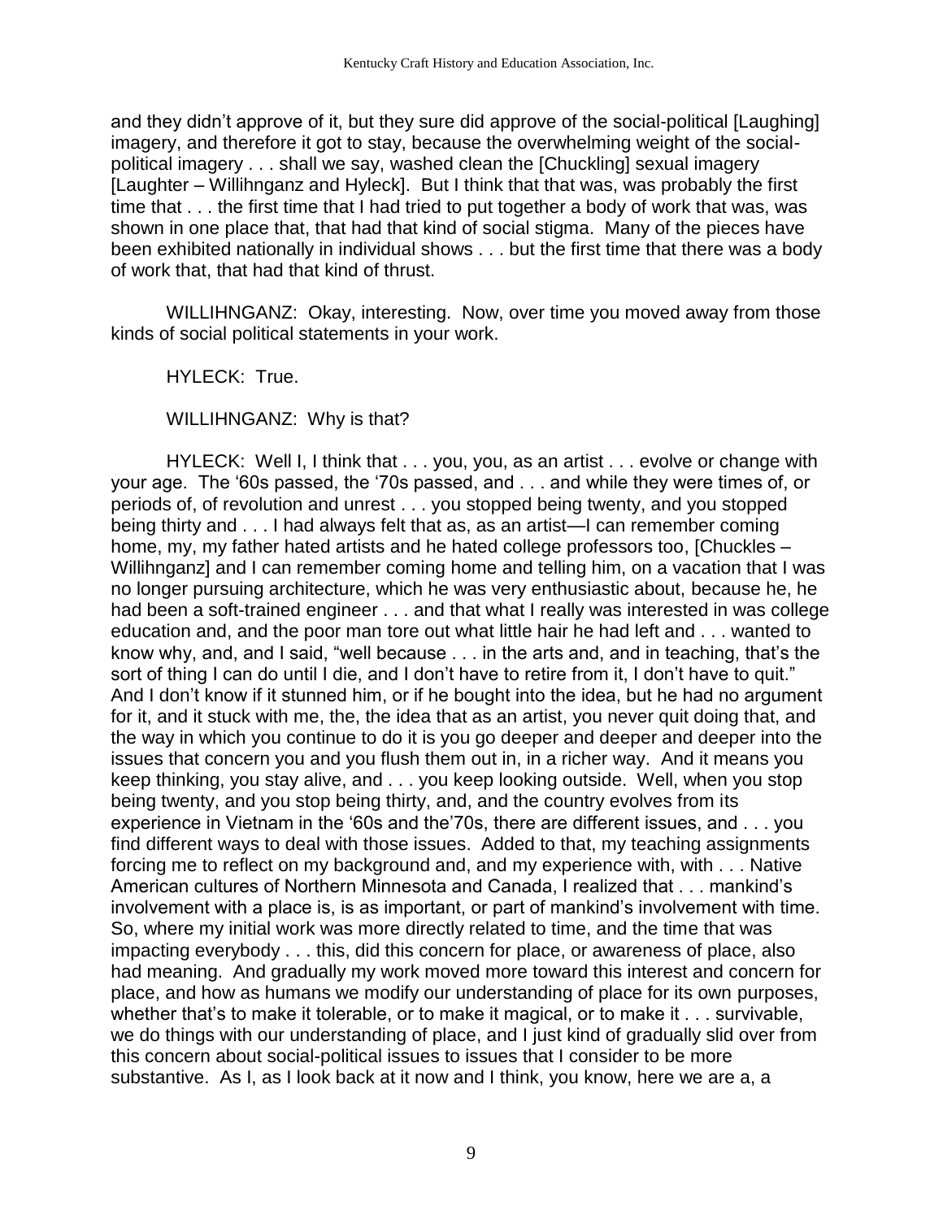and they didn't approve of it, but they sure did approve of the social-political [Laughing] imagery, and therefore it got to stay, because the overwhelming weight of the social-political imagery . . . shall we say, washed clean the [Chuckling] sexual imagery [Laughter – Willihnganz and Hyleck]. But I think that that was, was probably the first time that . . . the first time that I had tried to put together a body of work that was, was shown in one place that, that had that kind of social stigma. Many of the pieces have been exhibited nationally in individual shows . . . but the first time that there was a body of work that, that had that kind of thrust.

WILLIHNGANZ: Okay, interesting. Now, over time you moved away from those kinds of social political statements in your work.

HYLECK: True.

WILLIHNGANZ: Why is that?

HYLECK: Well I, I think that . . . you, you, as an artist . . . evolve or change with your age. The '60s passed, the '70s passed, and . . . and while they were times of, or periods of, of revolution and unrest . . . you stopped being twenty, and you stopped being thirty and . . . I had always felt that as, as an artist—I can remember coming home, my, my father hated artists and he hated college professors too, [Chuckles – Willihnganz] and I can remember coming home and telling him, on a vacation that I was no longer pursuing architecture, which he was very enthusiastic about, because he, he had been a soft-trained engineer . . . and that what I really was interested in was college education and, and the poor man tore out what little hair he had left and . . . wanted to know why, and, and I said, "well because . . . in the arts and, and in teaching, that's the sort of thing I can do until I die, and I don't have to retire from it, I don't have to quit." And I don't know if it stunned him, or if he bought into the idea, but he had no argument for it, and it stuck with me, the, the idea that as an artist, you never quit doing that, and the way in which you continue to do it is you go deeper and deeper and deeper into the issues that concern you and you flush them out in, in a richer way. And it means you keep thinking, you stay alive, and . . . you keep looking outside. Well, when you stop being twenty, and you stop being thirty, and, and the country evolves from its experience in Vietnam in the '60s and the'70s, there are different issues, and . . . you find different ways to deal with those issues. Added to that, my teaching assignments forcing me to reflect on my background and, and my experience with, with . . . Native American cultures of Northern Minnesota and Canada, I realized that . . . mankind's involvement with a place is, is as important, or part of mankind's involvement with time. So, where my initial work was more directly related to time, and the time that was impacting everybody . . . this, did this concern for place, or awareness of place, also had meaning. And gradually my work moved more toward this interest and concern for place, and how as humans we modify our understanding of place for its own purposes, whether that's to make it tolerable, or to make it magical, or to make it . . . survivable, we do things with our understanding of place, and I just kind of gradually slid over from this concern about social-political issues to issues that I consider to be more substantive. As I, as I look back at it now and I think, you know, here we are a, a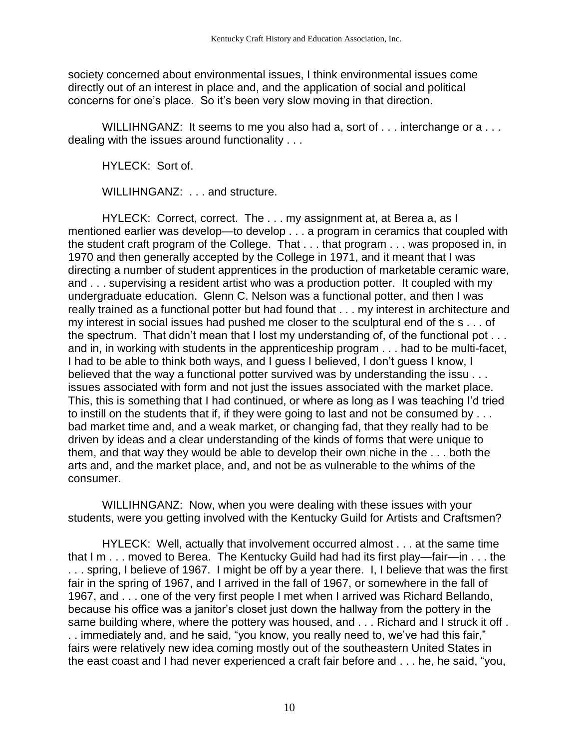society concerned about environmental issues, I think environmental issues come directly out of an interest in place and, and the application of social and political concerns for one's place. So it's been very slow moving in that direction.

WILLIHNGANZ: It seems to me you also had a, sort of . . . interchange or a . . . dealing with the issues around functionality . . .

HYLECK: Sort of.

WILLIHNGANZ: . . . and structure.

HYLECK: Correct, correct. The . . . my assignment at, at Berea a, as I mentioned earlier was develop—to develop . . . a program in ceramics that coupled with the student craft program of the College. That . . . that program . . . was proposed in, in 1970 and then generally accepted by the College in 1971, and it meant that I was directing a number of student apprentices in the production of marketable ceramic ware, and . . . supervising a resident artist who was a production potter. It coupled with my undergraduate education. Glenn C. Nelson was a functional potter, and then I was really trained as a functional potter but had found that . . . my interest in architecture and my interest in social issues had pushed me closer to the sculptural end of the s . . . of the spectrum. That didn't mean that I lost my understanding of, of the functional pot . . . and in, in working with students in the apprenticeship program . . . had to be multi-facet, I had to be able to think both ways, and I guess I believed, I don't guess I know, I believed that the way a functional potter survived was by understanding the issu . . . issues associated with form and not just the issues associated with the market place. This, this is something that I had continued, or where as long as I was teaching I'd tried to instill on the students that if, if they were going to last and not be consumed by . . . bad market time and, and a weak market, or changing fad, that they really had to be driven by ideas and a clear understanding of the kinds of forms that were unique to them, and that way they would be able to develop their own niche in the . . . both the arts and, and the market place, and, and not be as vulnerable to the whims of the consumer.

WILLIHNGANZ: Now, when you were dealing with these issues with your students, were you getting involved with the Kentucky Guild for Artists and Craftsmen?

HYLECK: Well, actually that involvement occurred almost . . . at the same time that I m . . . moved to Berea. The Kentucky Guild had had its first play—fair—in . . . the . . . spring, I believe of 1967. I might be off by a year there. I, I believe that was the first fair in the spring of 1967, and I arrived in the fall of 1967, or somewhere in the fall of 1967, and . . . one of the very first people I met when I arrived was Richard Bellando, because his office was a janitor's closet just down the hallway from the pottery in the same building where, where the pottery was housed, and . . . Richard and I struck it off . . . immediately and, and he said, "you know, you really need to, we've had this fair," fairs were relatively new idea coming mostly out of the southeastern United States in the east coast and I had never experienced a craft fair before and . . . he, he said, "you,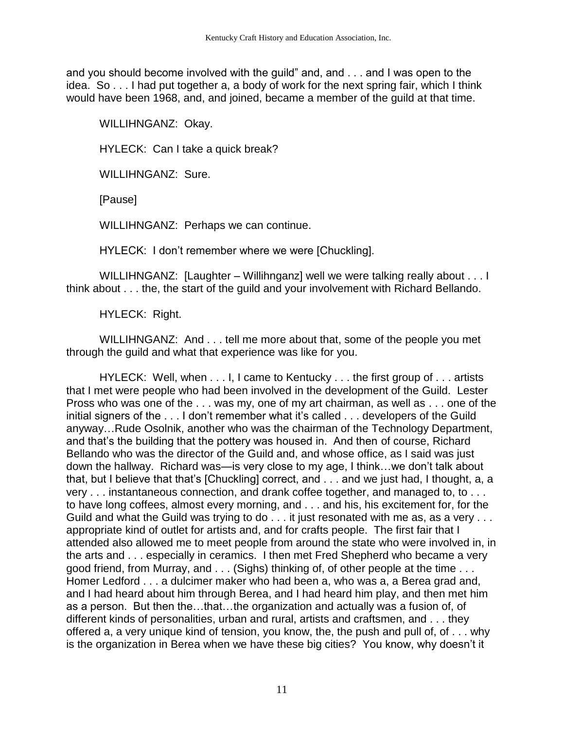and you should become involved with the guild" and, and . . . and I was open to the idea. So . . . I had put together a, a body of work for the next spring fair, which I think would have been 1968, and, and joined, became a member of the guild at that time.

WILLIHNGANZ: Okay.

HYLECK: Can I take a quick break?

WILLIHNGANZ: Sure.

[Pause]

WILLIHNGANZ: Perhaps we can continue.

HYLECK: I don't remember where we were [Chuckling].

WILLIHNGANZ: [Laughter – Willihnganz] well we were talking really about . . . I think about . . . the, the start of the guild and your involvement with Richard Bellando.

HYLECK: Right.

WILLIHNGANZ: And . . . tell me more about that, some of the people you met through the guild and what that experience was like for you.

HYLECK: Well, when . . . I, I came to Kentucky . . . the first group of . . . artists that I met were people who had been involved in the development of the Guild. Lester Pross who was one of the . . . was my, one of my art chairman, as well as . . . one of the initial signers of the . . . I don't remember what it's called . . . developers of the Guild anyway…Rude Osolnik, another who was the chairman of the Technology Department, and that's the building that the pottery was housed in. And then of course, Richard Bellando who was the director of the Guild and, and whose office, as I said was just down the hallway. Richard was—is very close to my age, I think…we don't talk about that, but I believe that that's [Chuckling] correct, and . . . and we just had, I thought, a, a very . . . instantaneous connection, and drank coffee together, and managed to, to . . . to have long coffees, almost every morning, and . . . and his, his excitement for, for the Guild and what the Guild was trying to do . . . it just resonated with me as, as a very . . . appropriate kind of outlet for artists and, and for crafts people. The first fair that I attended also allowed me to meet people from around the state who were involved in, in the arts and . . . especially in ceramics. I then met Fred Shepherd who became a very good friend, from Murray, and . . . (Sighs) thinking of, of other people at the time . . . Homer Ledford . . . a dulcimer maker who had been a, who was a, a Berea grad and, and I had heard about him through Berea, and I had heard him play, and then met him as a person. But then the…that…the organization and actually was a fusion of, of different kinds of personalities, urban and rural, artists and craftsmen, and . . . they offered a, a very unique kind of tension, you know, the, the push and pull of, of . . . why is the organization in Berea when we have these big cities? You know, why doesn't it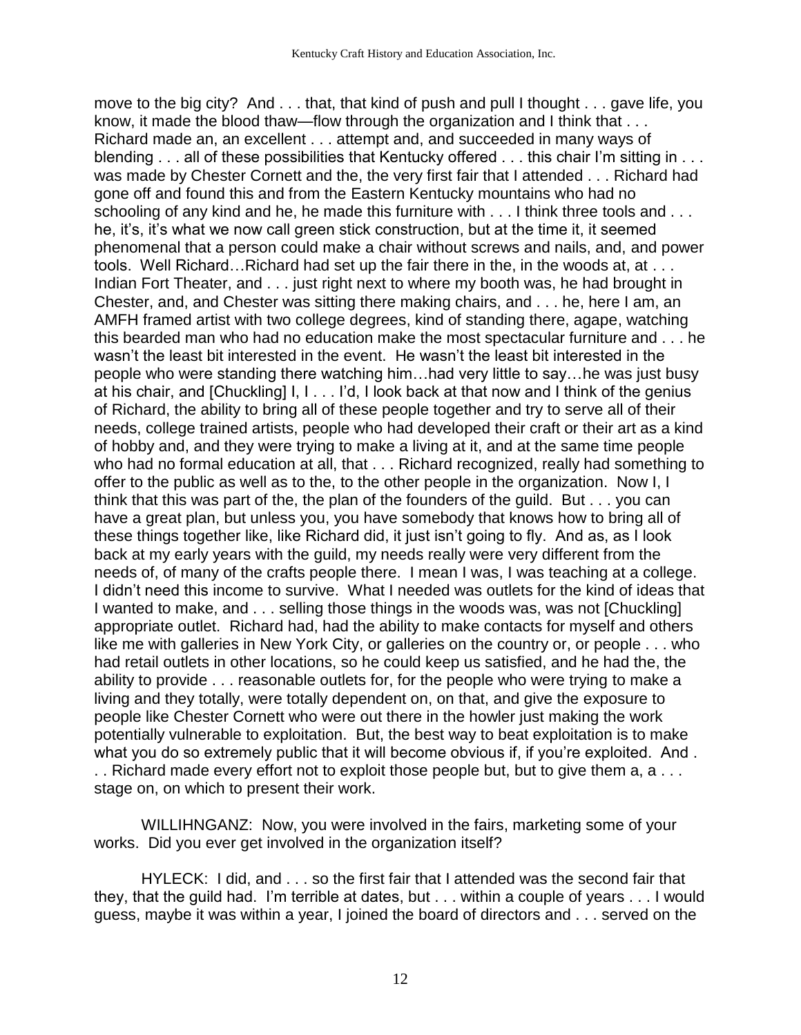move to the big city? And . . . that, that kind of push and pull I thought . . . gave life, you know, it made the blood thaw—flow through the organization and I think that . . . Richard made an, an excellent . . . attempt and, and succeeded in many ways of blending . . . all of these possibilities that Kentucky offered . . . this chair I'm sitting in . . . was made by Chester Cornett and the, the very first fair that I attended . . . Richard had gone off and found this and from the Eastern Kentucky mountains who had no schooling of any kind and he, he made this furniture with . . . I think three tools and . . . he, it's, it's what we now call green stick construction, but at the time it, it seemed phenomenal that a person could make a chair without screws and nails, and, and power tools. Well Richard…Richard had set up the fair there in the, in the woods at, at . . . Indian Fort Theater, and . . . just right next to where my booth was, he had brought in Chester, and, and Chester was sitting there making chairs, and . . . he, here I am, an AMFH framed artist with two college degrees, kind of standing there, agape, watching this bearded man who had no education make the most spectacular furniture and . . . he wasn't the least bit interested in the event. He wasn't the least bit interested in the people who were standing there watching him…had very little to say…he was just busy at his chair, and [Chuckling] I, I . . . I'd, I look back at that now and I think of the genius of Richard, the ability to bring all of these people together and try to serve all of their needs, college trained artists, people who had developed their craft or their art as a kind of hobby and, and they were trying to make a living at it, and at the same time people who had no formal education at all, that . . . Richard recognized, really had something to offer to the public as well as to the, to the other people in the organization. Now I, I think that this was part of the, the plan of the founders of the guild. But . . . you can have a great plan, but unless you, you have somebody that knows how to bring all of these things together like, like Richard did, it just isn't going to fly. And as, as I look back at my early years with the guild, my needs really were very different from the needs of, of many of the crafts people there. I mean I was, I was teaching at a college. I didn't need this income to survive. What I needed was outlets for the kind of ideas that I wanted to make, and . . . selling those things in the woods was, was not [Chuckling] appropriate outlet. Richard had, had the ability to make contacts for myself and others like me with galleries in New York City, or galleries on the country or, or people . . . who had retail outlets in other locations, so he could keep us satisfied, and he had the, the ability to provide . . . reasonable outlets for, for the people who were trying to make a living and they totally, were totally dependent on, on that, and give the exposure to people like Chester Cornett who were out there in the howler just making the work potentially vulnerable to exploitation. But, the best way to beat exploitation is to make what you do so extremely public that it will become obvious if, if you're exploited. And . . . Richard made every effort not to exploit those people but, but to give them a, a . . . stage on, on which to present their work.

WILLIHNGANZ: Now, you were involved in the fairs, marketing some of your works. Did you ever get involved in the organization itself?

HYLECK: I did, and . . . so the first fair that I attended was the second fair that they, that the guild had. I'm terrible at dates, but . . . within a couple of years . . . I would guess, maybe it was within a year, I joined the board of directors and . . . served on the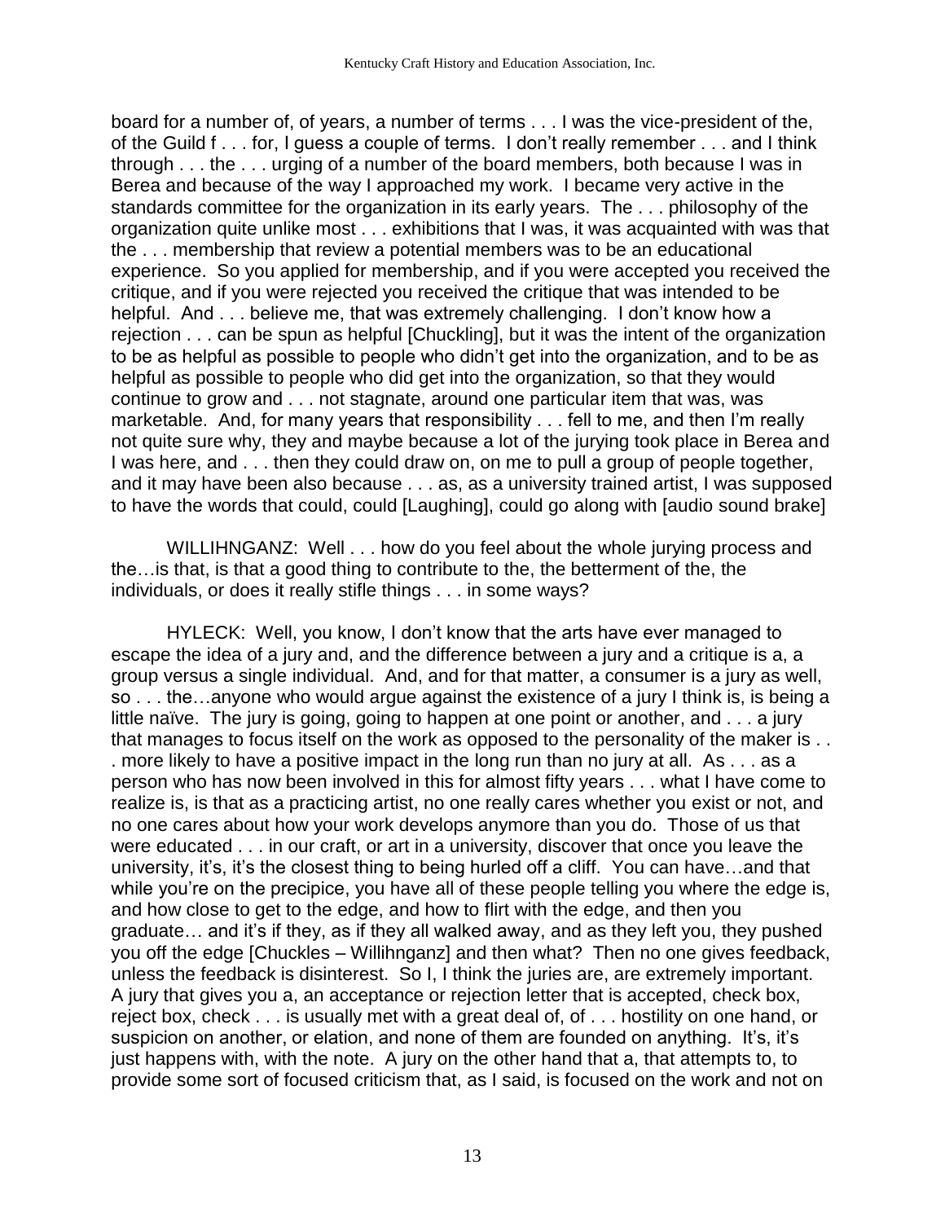board for a number of, of years, a number of terms . . . I was the vice-president of the, of the Guild f . . . for, I guess a couple of terms. I don't really remember . . . and I think through . . . the . . . urging of a number of the board members, both because I was in Berea and because of the way I approached my work. I became very active in the standards committee for the organization in its early years. The . . . philosophy of the organization quite unlike most . . . exhibitions that I was, it was acquainted with was that the . . . membership that review a potential members was to be an educational experience. So you applied for membership, and if you were accepted you received the critique, and if you were rejected you received the critique that was intended to be helpful. And . . . believe me, that was extremely challenging. I don't know how a rejection . . . can be spun as helpful [Chuckling], but it was the intent of the organization to be as helpful as possible to people who didn't get into the organization, and to be as helpful as possible to people who did get into the organization, so that they would continue to grow and . . . not stagnate, around one particular item that was, was marketable. And, for many years that responsibility . . . fell to me, and then I'm really not quite sure why, they and maybe because a lot of the jurying took place in Berea and I was here, and . . . then they could draw on, on me to pull a group of people together, and it may have been also because . . . as, as a university trained artist, I was supposed to have the words that could, could [Laughing], could go along with [audio sound brake]

WILLIHNGANZ: Well . . . how do you feel about the whole jurying process and the…is that, is that a good thing to contribute to the, the betterment of the, the individuals, or does it really stifle things . . . in some ways?

HYLECK: Well, you know, I don't know that the arts have ever managed to escape the idea of a jury and, and the difference between a jury and a critique is a, a group versus a single individual. And, and for that matter, a consumer is a jury as well, so . . . the…anyone who would argue against the existence of a jury I think is, is being a little naïve. The jury is going, going to happen at one point or another, and . . . a jury that manages to focus itself on the work as opposed to the personality of the maker is . . . more likely to have a positive impact in the long run than no jury at all. As . . . as a person who has now been involved in this for almost fifty years . . . what I have come to realize is, is that as a practicing artist, no one really cares whether you exist or not, and no one cares about how your work develops anymore than you do. Those of us that were educated . . . in our craft, or art in a university, discover that once you leave the university, it's, it's the closest thing to being hurled off a cliff. You can have…and that while you're on the precipice, you have all of these people telling you where the edge is, and how close to get to the edge, and how to flirt with the edge, and then you graduate… and it's if they, as if they all walked away, and as they left you, they pushed you off the edge [Chuckles – Willihnganz] and then what? Then no one gives feedback, unless the feedback is disinterest. So I, I think the juries are, are extremely important. A jury that gives you a, an acceptance or rejection letter that is accepted, check box, reject box, check . . . is usually met with a great deal of, of . . . hostility on one hand, or suspicion on another, or elation, and none of them are founded on anything. It's, it's just happens with, with the note. A jury on the other hand that a, that attempts to, to provide some sort of focused criticism that, as I said, is focused on the work and not on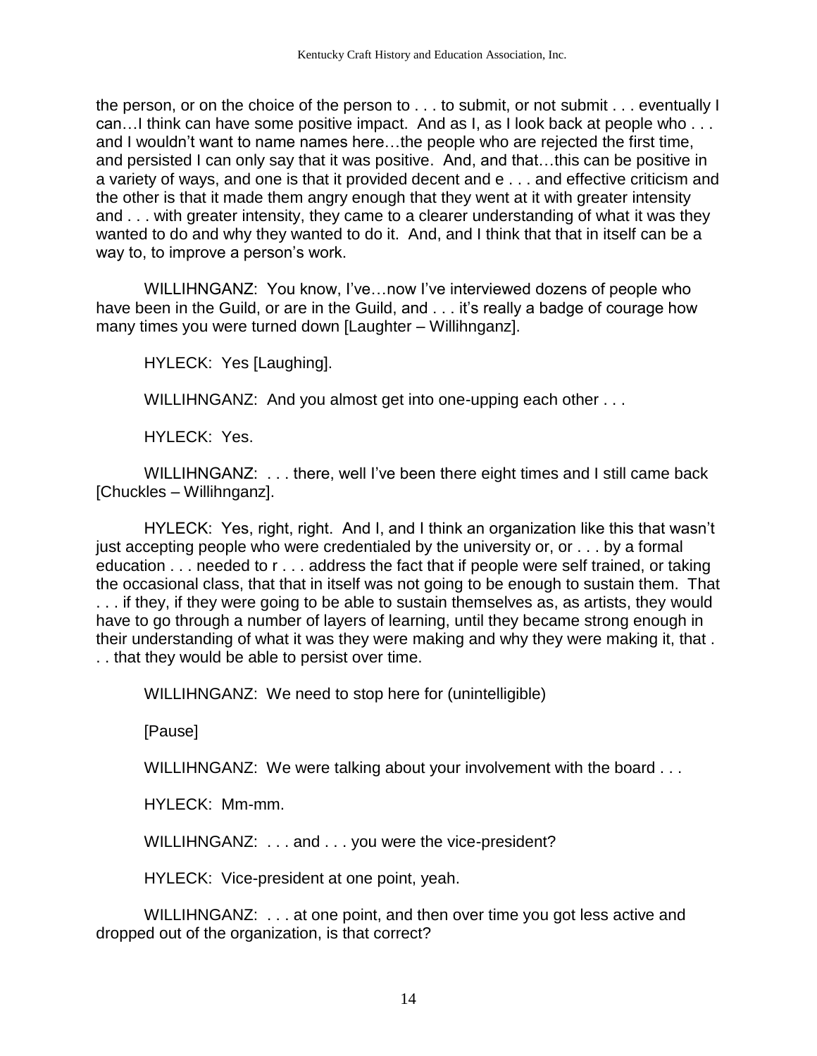the person, or on the choice of the person to . . . to submit, or not submit . . . eventually I can…I think can have some positive impact. And as I, as I look back at people who . . . and I wouldn't want to name names here…the people who are rejected the first time, and persisted I can only say that it was positive. And, and that…this can be positive in a variety of ways, and one is that it provided decent and e . . . and effective criticism and the other is that it made them angry enough that they went at it with greater intensity and . . . with greater intensity, they came to a clearer understanding of what it was they wanted to do and why they wanted to do it. And, and I think that that in itself can be a way to, to improve a person's work.

WILLIHNGANZ: You know, I've…now I've interviewed dozens of people who have been in the Guild, or are in the Guild, and . . . it's really a badge of courage how many times you were turned down [Laughter – Willihnganz].

HYLECK: Yes [Laughing].

WILLIHNGANZ: And you almost get into one-upping each other . . .

HYLECK: Yes.

WILLIHNGANZ: . . . there, well I've been there eight times and I still came back [Chuckles – Willihnganz].

HYLECK: Yes, right, right. And I, and I think an organization like this that wasn't just accepting people who were credentialed by the university or, or . . . by a formal education . . . needed to r . . . address the fact that if people were self trained, or taking the occasional class, that that in itself was not going to be enough to sustain them. That . . . if they, if they were going to be able to sustain themselves as, as artists, they would have to go through a number of layers of learning, until they became strong enough in their understanding of what it was they were making and why they were making it, that . . . that they would be able to persist over time.

WILLIHNGANZ: We need to stop here for (unintelligible)

[Pause]

WILLIHNGANZ: We were talking about your involvement with the board . . .

HYLECK: Mm-mm.

WILLIHNGANZ: . . . and . . . you were the vice-president?

HYLECK: Vice-president at one point, yeah.

WILLIHNGANZ: . . . at one point, and then over time you got less active and dropped out of the organization, is that correct?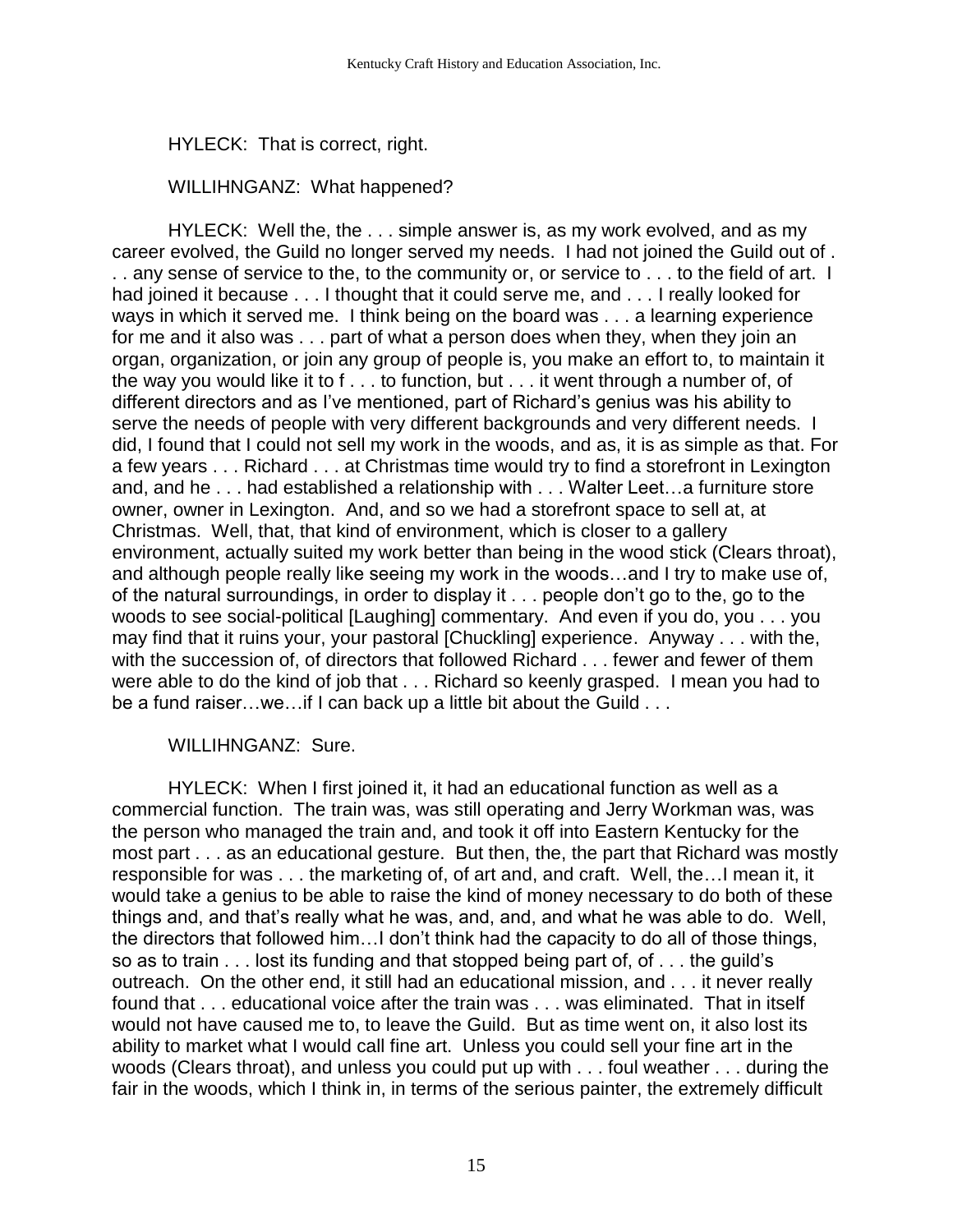HYLECK: That is correct, right.

WILLIHNGANZ: What happened?

HYLECK: Well the, the . . . simple answer is, as my work evolved, and as my career evolved, the Guild no longer served my needs. I had not joined the Guild out of . . . any sense of service to the, to the community or, or service to . . . to the field of art. I had joined it because . . . I thought that it could serve me, and . . . I really looked for ways in which it served me. I think being on the board was . . . a learning experience for me and it also was . . . part of what a person does when they, when they join an organ, organization, or join any group of people is, you make an effort to, to maintain it the way you would like it to f . . . to function, but . . . it went through a number of, of different directors and as I've mentioned, part of Richard's genius was his ability to serve the needs of people with very different backgrounds and very different needs. I did, I found that I could not sell my work in the woods, and as, it is as simple as that. For a few years . . . Richard . . . at Christmas time would try to find a storefront in Lexington and, and he . . . had established a relationship with . . . Walter Leet…a furniture store owner, owner in Lexington. And, and so we had a storefront space to sell at, at Christmas. Well, that, that kind of environment, which is closer to a gallery environment, actually suited my work better than being in the wood stick (Clears throat), and although people really like seeing my work in the woods…and I try to make use of, of the natural surroundings, in order to display it . . . people don't go to the, go to the woods to see social-political [Laughing] commentary. And even if you do, you . . . you may find that it ruins your, your pastoral [Chuckling] experience. Anyway . . . with the, with the succession of, of directors that followed Richard . . . fewer and fewer of them were able to do the kind of job that . . . Richard so keenly grasped. I mean you had to be a fund raiser…we…if I can back up a little bit about the Guild . . .

WILLIHNGANZ: Sure.

HYLECK: When I first joined it, it had an educational function as well as a commercial function. The train was, was still operating and Jerry Workman was, was the person who managed the train and, and took it off into Eastern Kentucky for the most part . . . as an educational gesture. But then, the, the part that Richard was mostly responsible for was . . . the marketing of, of art and, and craft. Well, the…I mean it, it would take a genius to be able to raise the kind of money necessary to do both of these things and, and that's really what he was, and, and, and what he was able to do. Well, the directors that followed him…I don't think had the capacity to do all of those things, so as to train . . . lost its funding and that stopped being part of, of . . . the guild's outreach. On the other end, it still had an educational mission, and . . . it never really found that . . . educational voice after the train was . . . was eliminated. That in itself would not have caused me to, to leave the Guild. But as time went on, it also lost its ability to market what I would call fine art. Unless you could sell your fine art in the woods (Clears throat), and unless you could put up with . . . foul weather . . . during the fair in the woods, which I think in, in terms of the serious painter, the extremely difficult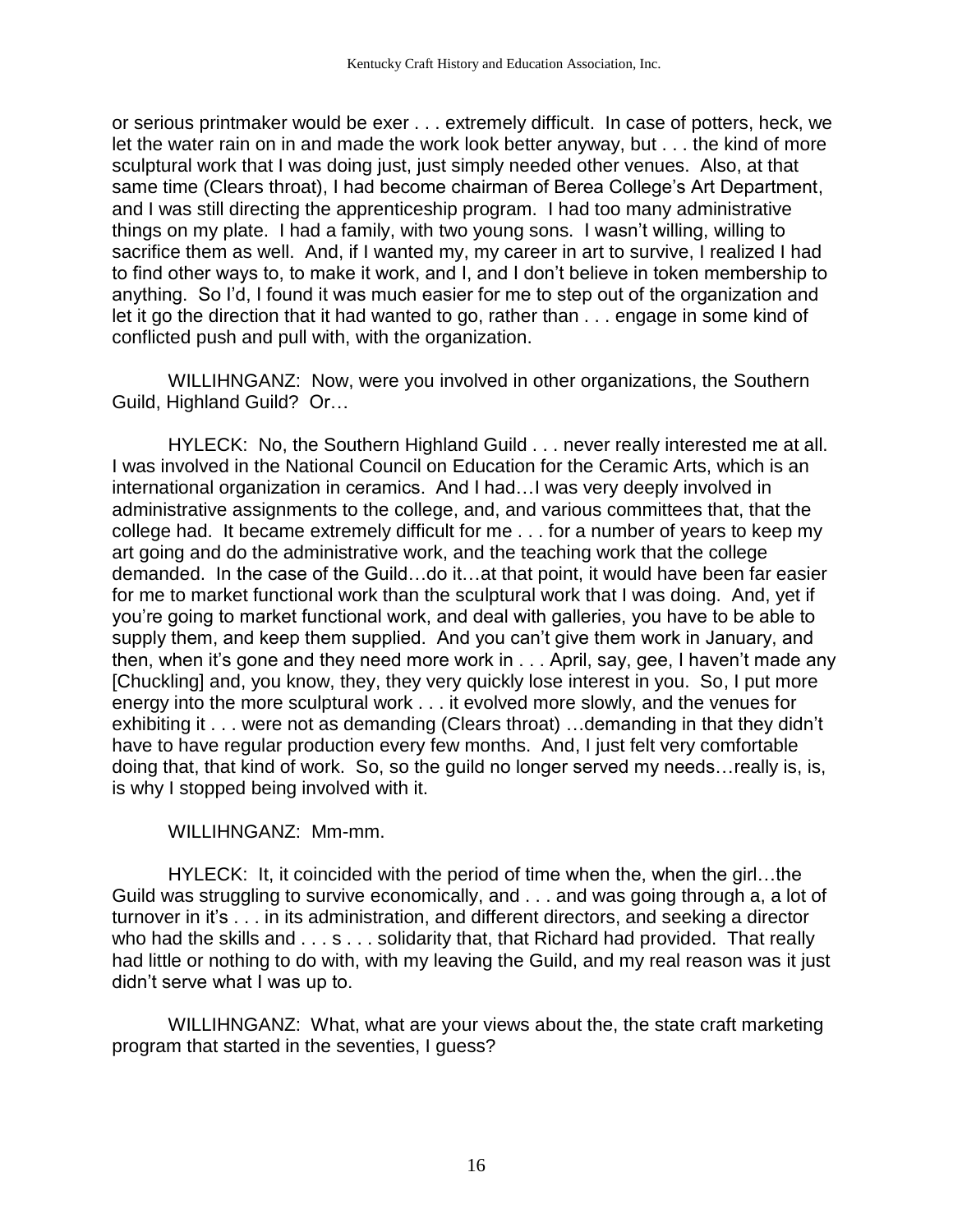or serious printmaker would be exer . . . extremely difficult. In case of potters, heck, we let the water rain on in and made the work look better anyway, but . . . the kind of more sculptural work that I was doing just, just simply needed other venues. Also, at that same time (Clears throat), I had become chairman of Berea College's Art Department, and I was still directing the apprenticeship program. I had too many administrative things on my plate. I had a family, with two young sons. I wasn't willing, willing to sacrifice them as well. And, if I wanted my, my career in art to survive, I realized I had to find other ways to, to make it work, and I, and I don't believe in token membership to anything. So I'd, I found it was much easier for me to step out of the organization and let it go the direction that it had wanted to go, rather than . . . engage in some kind of conflicted push and pull with, with the organization.

WILLIHNGANZ: Now, were you involved in other organizations, the Southern Guild, Highland Guild? Or…

HYLECK: No, the Southern Highland Guild . . . never really interested me at all. I was involved in the National Council on Education for the Ceramic Arts, which is an international organization in ceramics. And I had…I was very deeply involved in administrative assignments to the college, and, and various committees that, that the college had. It became extremely difficult for me . . . for a number of years to keep my art going and do the administrative work, and the teaching work that the college demanded. In the case of the Guild…do it…at that point, it would have been far easier for me to market functional work than the sculptural work that I was doing. And, yet if you're going to market functional work, and deal with galleries, you have to be able to supply them, and keep them supplied. And you can't give them work in January, and then, when it's gone and they need more work in . . . April, say, gee, I haven't made any [Chuckling] and, you know, they, they very quickly lose interest in you. So, I put more energy into the more sculptural work . . . it evolved more slowly, and the venues for exhibiting it . . . were not as demanding (Clears throat) …demanding in that they didn't have to have regular production every few months. And, I just felt very comfortable doing that, that kind of work. So, so the guild no longer served my needs…really is, is, is why I stopped being involved with it.

WILLIHNGANZ: Mm-mm.

HYLECK: It, it coincided with the period of time when the, when the girl…the Guild was struggling to survive economically, and . . . and was going through a, a lot of turnover in it's . . . in its administration, and different directors, and seeking a director who had the skills and . . . s . . . solidarity that, that Richard had provided. That really had little or nothing to do with, with my leaving the Guild, and my real reason was it just didn't serve what I was up to.

WILLIHNGANZ: What, what are your views about the, the state craft marketing program that started in the seventies, I guess?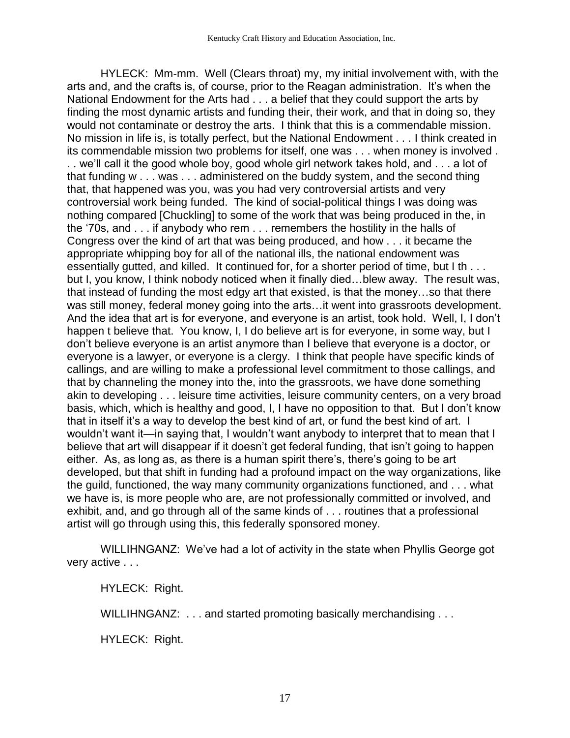HYLECK: Mm-mm. Well (Clears throat) my, my initial involvement with, with the arts and, and the crafts is, of course, prior to the Reagan administration. It's when the National Endowment for the Arts had . . . a belief that they could support the arts by finding the most dynamic artists and funding their, their work, and that in doing so, they would not contaminate or destroy the arts. I think that this is a commendable mission. No mission in life is, is totally perfect, but the National Endowment . . . I think created in its commendable mission two problems for itself, one was . . . when money is involved . . . we'll call it the good whole boy, good whole girl network takes hold, and . . . a lot of that funding w . . . was . . . administered on the buddy system, and the second thing that, that happened was you, was you had very controversial artists and very controversial work being funded. The kind of social-political things I was doing was nothing compared [Chuckling] to some of the work that was being produced in the, in the '70s, and . . . if anybody who rem . . . remembers the hostility in the halls of Congress over the kind of art that was being produced, and how . . . it became the appropriate whipping boy for all of the national ills, the national endowment was essentially gutted, and killed. It continued for, for a shorter period of time, but I th . . . but I, you know, I think nobody noticed when it finally died…blew away. The result was, that instead of funding the most edgy art that existed, is that the money…so that there was still money, federal money going into the arts…it went into grassroots development. And the idea that art is for everyone, and everyone is an artist, took hold. Well, I, I don't happen t believe that. You know, I, I do believe art is for everyone, in some way, but I don't believe everyone is an artist anymore than I believe that everyone is a doctor, or everyone is a lawyer, or everyone is a clergy. I think that people have specific kinds of callings, and are willing to make a professional level commitment to those callings, and that by channeling the money into the, into the grassroots, we have done something akin to developing . . . leisure time activities, leisure community centers, on a very broad basis, which, which is healthy and good, I, I have no opposition to that. But I don't know that in itself it's a way to develop the best kind of art, or fund the best kind of art. I wouldn't want it—in saying that, I wouldn't want anybody to interpret that to mean that I believe that art will disappear if it doesn't get federal funding, that isn't going to happen either. As, as long as, as there is a human spirit there's, there's going to be art developed, but that shift in funding had a profound impact on the way organizations, like the guild, functioned, the way many community organizations functioned, and . . . what we have is, is more people who are, are not professionally committed or involved, and exhibit, and, and go through all of the same kinds of . . . routines that a professional artist will go through using this, this federally sponsored money.

WILLIHNGANZ: We've had a lot of activity in the state when Phyllis George got very active . . .

HYLECK: Right.

WILLIHNGANZ: . . . and started promoting basically merchandising . . .

HYLECK: Right.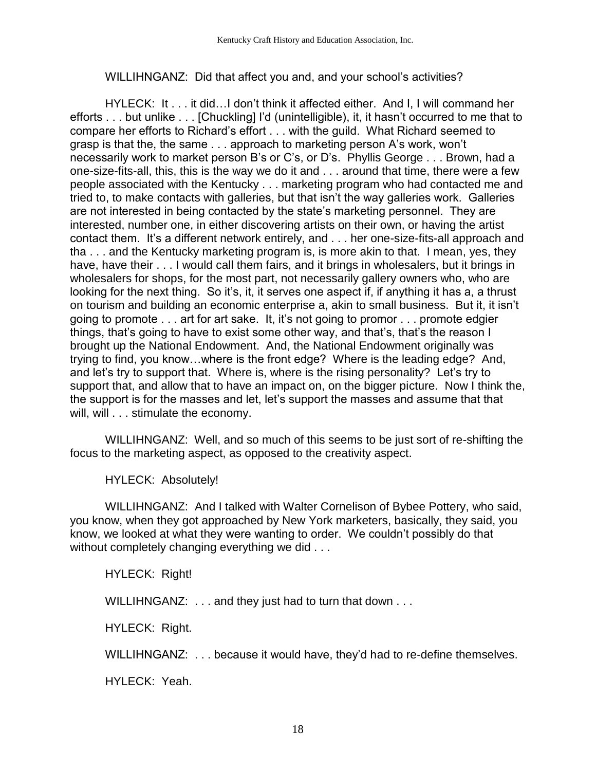WILLIHNGANZ: Did that affect you and, and your school's activities?

HYLECK: It . . . it did…I don't think it affected either. And I, I will command her efforts . . . but unlike . . . [Chuckling] I'd (unintelligible), it, it hasn't occurred to me that to compare her efforts to Richard's effort . . . with the guild. What Richard seemed to grasp is that the, the same . . . approach to marketing person A's work, won't necessarily work to market person B's or C's, or D's. Phyllis George . . . Brown, had a one-size-fits-all, this, this is the way we do it and . . . around that time, there were a few people associated with the Kentucky . . . marketing program who had contacted me and tried to, to make contacts with galleries, but that isn't the way galleries work. Galleries are not interested in being contacted by the state's marketing personnel. They are interested, number one, in either discovering artists on their own, or having the artist contact them. It's a different network entirely, and . . . her one-size-fits-all approach and tha . . . and the Kentucky marketing program is, is more akin to that. I mean, yes, they have, have their . . . I would call them fairs, and it brings in wholesalers, but it brings in wholesalers for shops, for the most part, not necessarily gallery owners who, who are looking for the next thing. So it's, it, it serves one aspect if, if anything it has a, a thrust on tourism and building an economic enterprise a, akin to small business. But it, it isn't going to promote . . . art for art sake. It, it's not going to promor . . . promote edgier things, that's going to have to exist some other way, and that's, that's the reason I brought up the National Endowment. And, the National Endowment originally was trying to find, you know…where is the front edge? Where is the leading edge? And, and let's try to support that. Where is, where is the rising personality? Let's try to support that, and allow that to have an impact on, on the bigger picture. Now I think the, the support is for the masses and let, let's support the masses and assume that that will, will . . . stimulate the economy.

WILLIHNGANZ: Well, and so much of this seems to be just sort of re-shifting the focus to the marketing aspect, as opposed to the creativity aspect.

HYLECK: Absolutely!

WILLIHNGANZ: And I talked with Walter Cornelison of Bybee Pottery, who said, you know, when they got approached by New York marketers, basically, they said, you know, we looked at what they were wanting to order. We couldn't possibly do that without completely changing everything we did . . .

HYLECK: Right!

WILLIHNGANZ: . . . and they just had to turn that down . . .

HYLECK: Right.

WILLIHNGANZ: . . . because it would have, they'd had to re-define themselves.

HYLECK: Yeah.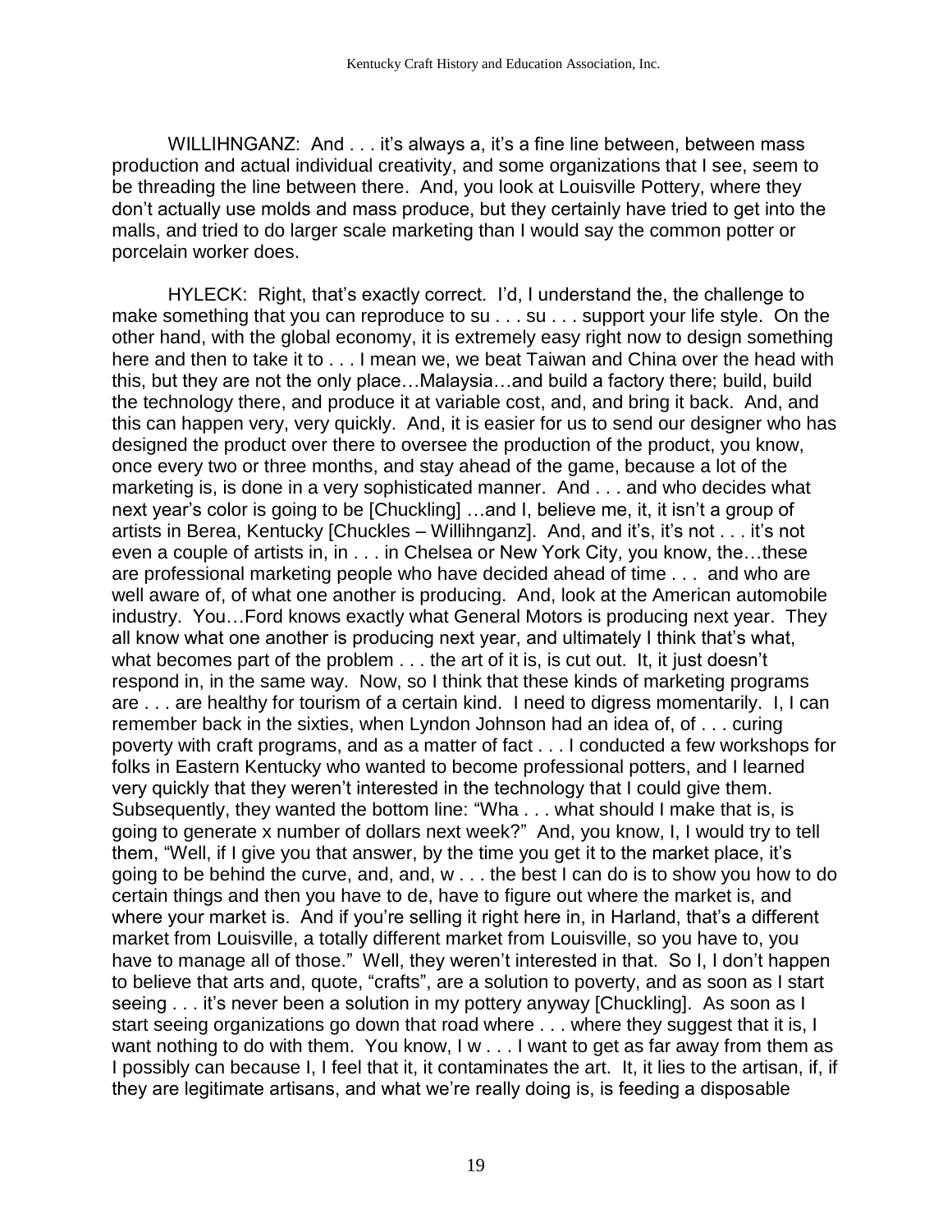WILLIHNGANZ: And . . . it's always a, it's a fine line between, between mass production and actual individual creativity, and some organizations that I see, seem to be threading the line between there. And, you look at Louisville Pottery, where they don't actually use molds and mass produce, but they certainly have tried to get into the malls, and tried to do larger scale marketing than I would say the common potter or porcelain worker does.

HYLECK: Right, that's exactly correct. I'd, I understand the, the challenge to make something that you can reproduce to su . . . su . . . support your life style. On the other hand, with the global economy, it is extremely easy right now to design something here and then to take it to . . . I mean we, we beat Taiwan and China over the head with this, but they are not the only place…Malaysia…and build a factory there; build, build the technology there, and produce it at variable cost, and, and bring it back. And, and this can happen very, very quickly. And, it is easier for us to send our designer who has designed the product over there to oversee the production of the product, you know, once every two or three months, and stay ahead of the game, because a lot of the marketing is, is done in a very sophisticated manner. And . . . and who decides what next year's color is going to be [Chuckling] …and I, believe me, it, it isn't a group of artists in Berea, Kentucky [Chuckles – Willihnganz]. And, and it's, it's not . . . it's not even a couple of artists in, in . . . in Chelsea or New York City, you know, the…these are professional marketing people who have decided ahead of time . . . and who are well aware of, of what one another is producing. And, look at the American automobile industry. You…Ford knows exactly what General Motors is producing next year. They all know what one another is producing next year, and ultimately I think that's what, what becomes part of the problem . . . the art of it is, is cut out. It, it just doesn't respond in, in the same way. Now, so I think that these kinds of marketing programs are . . . are healthy for tourism of a certain kind. I need to digress momentarily. I, I can remember back in the sixties, when Lyndon Johnson had an idea of, of . . . curing poverty with craft programs, and as a matter of fact . . . I conducted a few workshops for folks in Eastern Kentucky who wanted to become professional potters, and I learned very quickly that they weren't interested in the technology that I could give them. Subsequently, they wanted the bottom line: "Wha . . . what should I make that is, is going to generate x number of dollars next week?" And, you know, I, I would try to tell them, "Well, if I give you that answer, by the time you get it to the market place, it's going to be behind the curve, and, and, w . . . the best I can do is to show you how to do certain things and then you have to de, have to figure out where the market is, and where your market is. And if you're selling it right here in, in Harland, that's a different market from Louisville, a totally different market from Louisville, so you have to, you have to manage all of those." Well, they weren't interested in that. So I, I don't happen to believe that arts and, quote, "crafts", are a solution to poverty, and as soon as I start seeing . . . it's never been a solution in my pottery anyway [Chuckling]. As soon as I start seeing organizations go down that road where . . . where they suggest that it is, I want nothing to do with them. You know, I w . . . I want to get as far away from them as I possibly can because I, I feel that it, it contaminates the art. It, it lies to the artisan, if, if they are legitimate artisans, and what we're really doing is, is feeding a disposable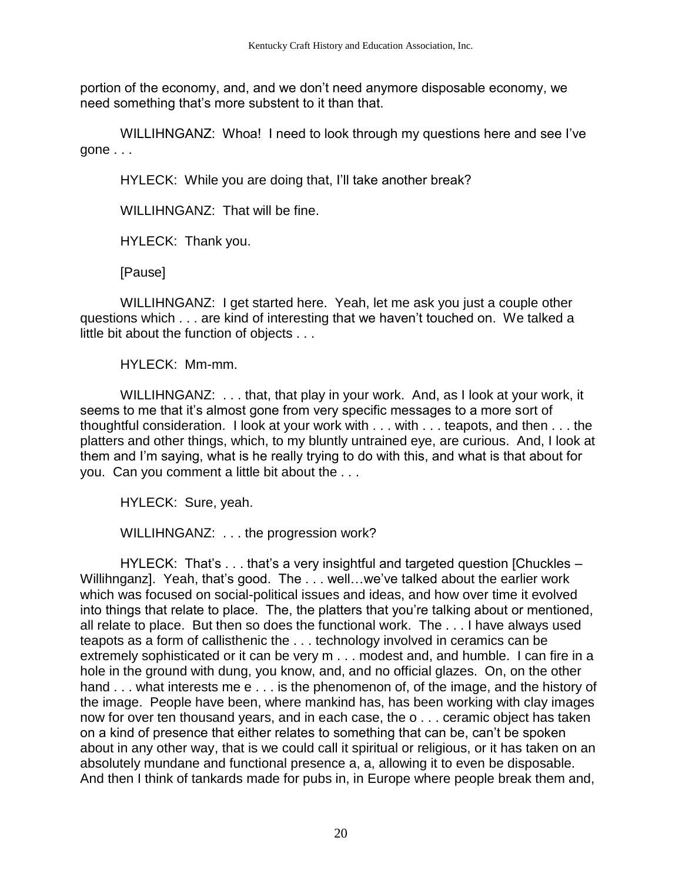portion of the economy, and, and we don't need anymore disposable economy, we need something that's more substent to it than that.

WILLIHNGANZ: Whoa! I need to look through my questions here and see I've gone . . .

HYLECK: While you are doing that, I'll take another break?

WILLIHNGANZ: That will be fine.

HYLECK: Thank you.

[Pause]

WILLIHNGANZ: I get started here. Yeah, let me ask you just a couple other questions which . . . are kind of interesting that we haven't touched on. We talked a little bit about the function of objects . . .

HYLECK: Mm-mm.

WILLIHNGANZ: . . . that, that play in your work. And, as I look at your work, it seems to me that it's almost gone from very specific messages to a more sort of thoughtful consideration. I look at your work with . . . with . . . teapots, and then . . . the platters and other things, which, to my bluntly untrained eye, are curious. And, I look at them and I'm saying, what is he really trying to do with this, and what is that about for you. Can you comment a little bit about the . . .

HYLECK: Sure, yeah.

WILLIHNGANZ: . . . the progression work?

HYLECK: That's . . . that's a very insightful and targeted question [Chuckles – Willihnganz]. Yeah, that's good. The . . . well…we've talked about the earlier work which was focused on social-political issues and ideas, and how over time it evolved into things that relate to place. The, the platters that you're talking about or mentioned, all relate to place. But then so does the functional work. The . . . I have always used teapots as a form of callisthenic the . . . technology involved in ceramics can be extremely sophisticated or it can be very m . . . modest and, and humble. I can fire in a hole in the ground with dung, you know, and, and no official glazes. On, on the other hand . . . what interests me e . . . is the phenomenon of, of the image, and the history of the image. People have been, where mankind has, has been working with clay images now for over ten thousand years, and in each case, the o . . . ceramic object has taken on a kind of presence that either relates to something that can be, can't be spoken about in any other way, that is we could call it spiritual or religious, or it has taken on an absolutely mundane and functional presence a, a, allowing it to even be disposable. And then I think of tankards made for pubs in, in Europe where people break them and,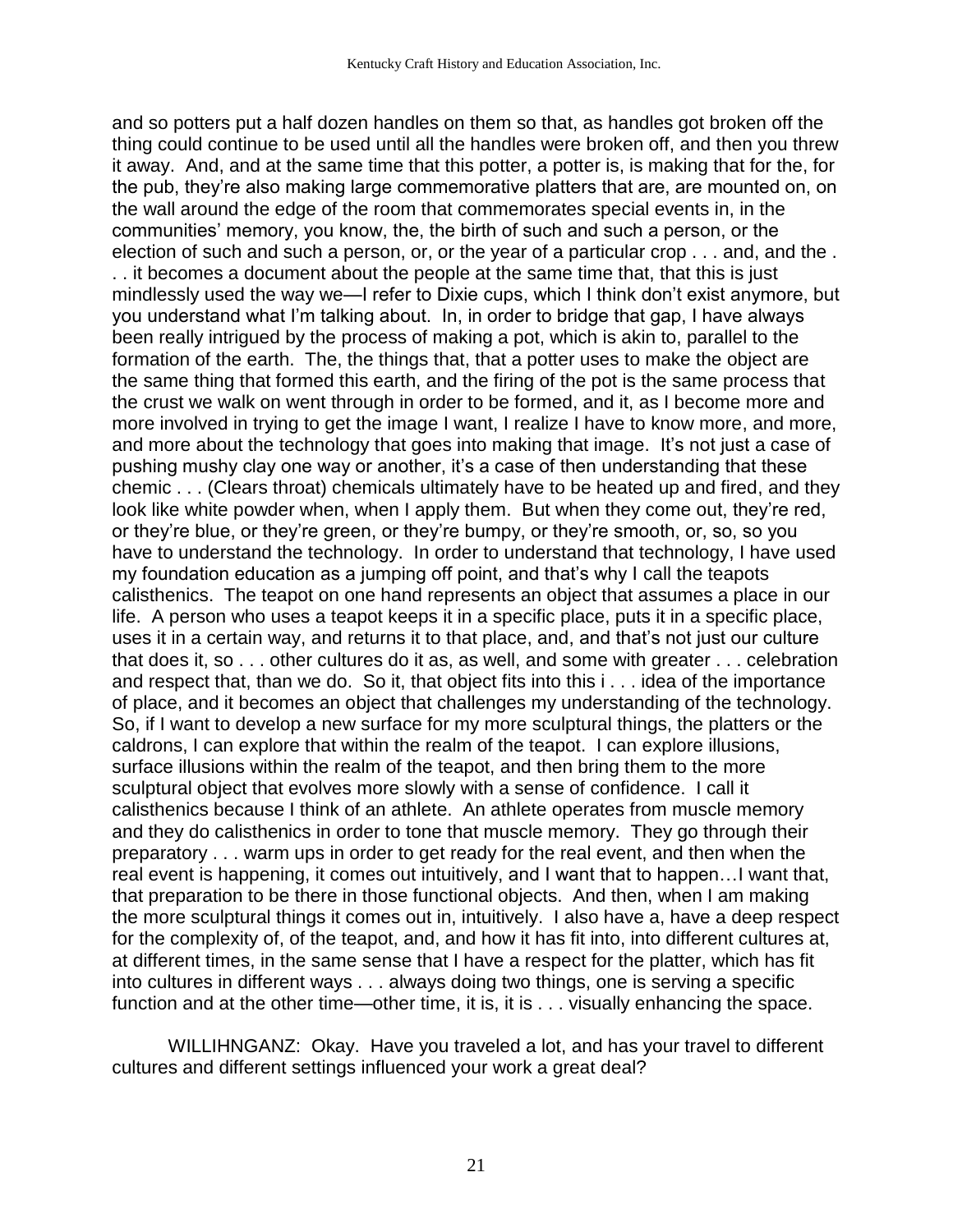and so potters put a half dozen handles on them so that, as handles got broken off the thing could continue to be used until all the handles were broken off, and then you threw it away. And, and at the same time that this potter, a potter is, is making that for the, for the pub, they're also making large commemorative platters that are, are mounted on, on the wall around the edge of the room that commemorates special events in, in the communities' memory, you know, the, the birth of such and such a person, or the election of such and such a person, or, or the year of a particular crop . . . and, and the . . . it becomes a document about the people at the same time that, that this is just mindlessly used the way we—I refer to Dixie cups, which I think don't exist anymore, but you understand what I'm talking about. In, in order to bridge that gap, I have always been really intrigued by the process of making a pot, which is akin to, parallel to the formation of the earth. The, the things that, that a potter uses to make the object are the same thing that formed this earth, and the firing of the pot is the same process that the crust we walk on went through in order to be formed, and it, as I become more and more involved in trying to get the image I want, I realize I have to know more, and more, and more about the technology that goes into making that image. It's not just a case of pushing mushy clay one way or another, it's a case of then understanding that these chemic . . . (Clears throat) chemicals ultimately have to be heated up and fired, and they look like white powder when, when I apply them. But when they come out, they're red, or they're blue, or they're green, or they're bumpy, or they're smooth, or, so, so you have to understand the technology. In order to understand that technology, I have used my foundation education as a jumping off point, and that's why I call the teapots calisthenics. The teapot on one hand represents an object that assumes a place in our life. A person who uses a teapot keeps it in a specific place, puts it in a specific place, uses it in a certain way, and returns it to that place, and, and that's not just our culture that does it, so . . . other cultures do it as, as well, and some with greater . . . celebration and respect that, than we do. So it, that object fits into this i . . . idea of the importance of place, and it becomes an object that challenges my understanding of the technology. So, if I want to develop a new surface for my more sculptural things, the platters or the caldrons, I can explore that within the realm of the teapot. I can explore illusions, surface illusions within the realm of the teapot, and then bring them to the more sculptural object that evolves more slowly with a sense of confidence. I call it calisthenics because I think of an athlete. An athlete operates from muscle memory and they do calisthenics in order to tone that muscle memory. They go through their preparatory . . . warm ups in order to get ready for the real event, and then when the real event is happening, it comes out intuitively, and I want that to happen…I want that, that preparation to be there in those functional objects. And then, when I am making the more sculptural things it comes out in, intuitively. I also have a, have a deep respect for the complexity of, of the teapot, and, and how it has fit into, into different cultures at, at different times, in the same sense that I have a respect for the platter, which has fit into cultures in different ways . . . always doing two things, one is serving a specific function and at the other time—other time, it is, it is . . . visually enhancing the space.

WILLIHNGANZ: Okay. Have you traveled a lot, and has your travel to different cultures and different settings influenced your work a great deal?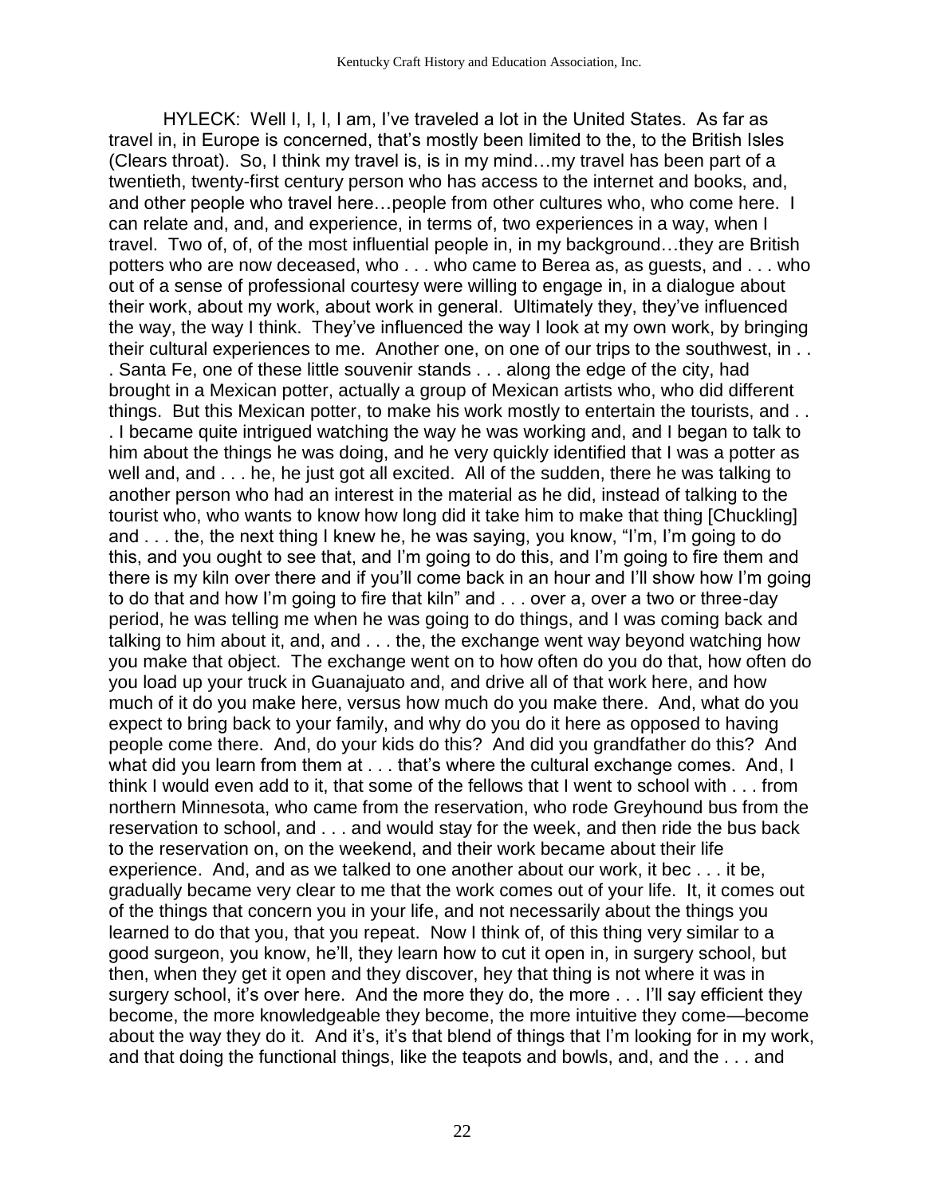HYLECK: Well I, I, I, I am, I've traveled a lot in the United States. As far as travel in, in Europe is concerned, that's mostly been limited to the, to the British Isles (Clears throat). So, I think my travel is, is in my mind…my travel has been part of a twentieth, twenty-first century person who has access to the internet and books, and, and other people who travel here…people from other cultures who, who come here. I can relate and, and, and experience, in terms of, two experiences in a way, when I travel. Two of, of, of the most influential people in, in my background…they are British potters who are now deceased, who . . . who came to Berea as, as guests, and . . . who out of a sense of professional courtesy were willing to engage in, in a dialogue about their work, about my work, about work in general. Ultimately they, they've influenced the way, the way I think. They've influenced the way I look at my own work, by bringing their cultural experiences to me. Another one, on one of our trips to the southwest, in . . . Santa Fe, one of these little souvenir stands . . . along the edge of the city, had brought in a Mexican potter, actually a group of Mexican artists who, who did different things. But this Mexican potter, to make his work mostly to entertain the tourists, and . . . I became quite intrigued watching the way he was working and, and I began to talk to him about the things he was doing, and he very quickly identified that I was a potter as well and, and . . . he, he just got all excited. All of the sudden, there he was talking to another person who had an interest in the material as he did, instead of talking to the tourist who, who wants to know how long did it take him to make that thing [Chuckling] and . . . the, the next thing I knew he, he was saying, you know, "I'm, I'm going to do this, and you ought to see that, and I'm going to do this, and I'm going to fire them and there is my kiln over there and if you'll come back in an hour and I'll show how I'm going to do that and how I'm going to fire that kiln" and . . . over a, over a two or three-day period, he was telling me when he was going to do things, and I was coming back and talking to him about it, and, and . . . the, the exchange went way beyond watching how you make that object. The exchange went on to how often do you do that, how often do you load up your truck in Guanajuato and, and drive all of that work here, and how much of it do you make here, versus how much do you make there. And, what do you expect to bring back to your family, and why do you do it here as opposed to having people come there. And, do your kids do this? And did you grandfather do this? And what did you learn from them at . . . that's where the cultural exchange comes. And, I think I would even add to it, that some of the fellows that I went to school with . . . from northern Minnesota, who came from the reservation, who rode Greyhound bus from the reservation to school, and . . . and would stay for the week, and then ride the bus back to the reservation on, on the weekend, and their work became about their life experience. And, and as we talked to one another about our work, it bec . . . it be, gradually became very clear to me that the work comes out of your life. It, it comes out of the things that concern you in your life, and not necessarily about the things you learned to do that you, that you repeat. Now I think of, of this thing very similar to a good surgeon, you know, he'll, they learn how to cut it open in, in surgery school, but then, when they get it open and they discover, hey that thing is not where it was in surgery school, it's over here. And the more they do, the more . . . I'll say efficient they become, the more knowledgeable they become, the more intuitive they come—become about the way they do it. And it's, it's that blend of things that I'm looking for in my work, and that doing the functional things, like the teapots and bowls, and, and the . . . and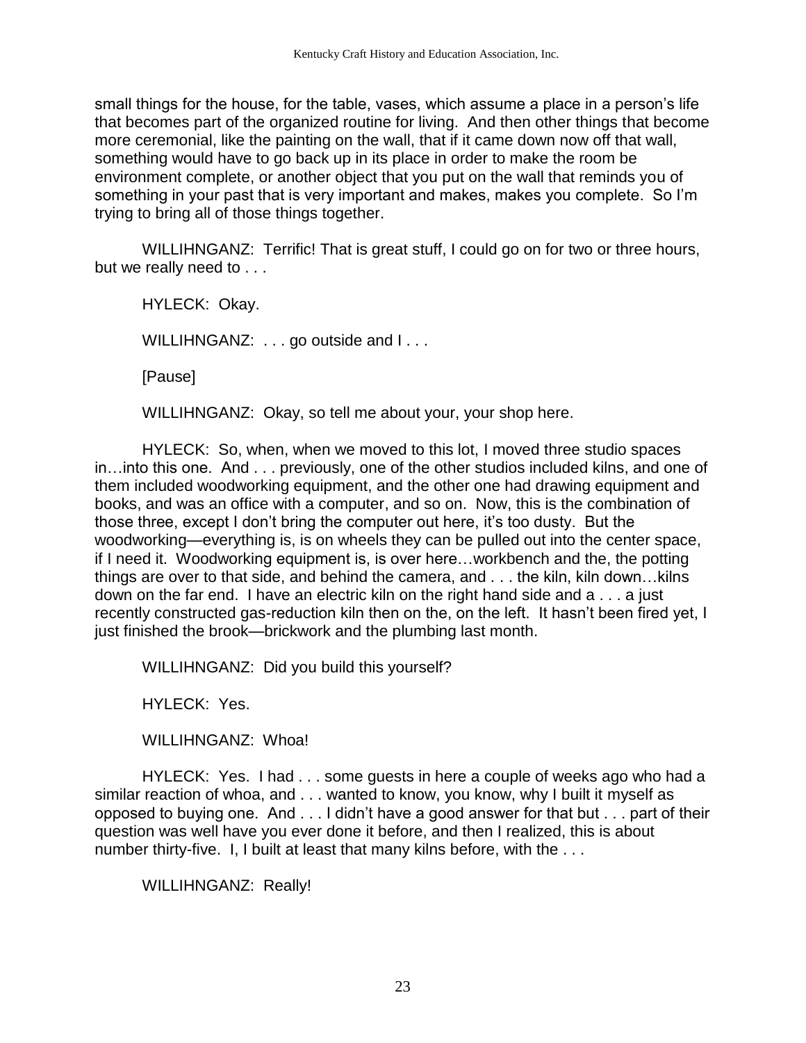small things for the house, for the table, vases, which assume a place in a person's life that becomes part of the organized routine for living. And then other things that become more ceremonial, like the painting on the wall, that if it came down now off that wall, something would have to go back up in its place in order to make the room be environment complete, or another object that you put on the wall that reminds you of something in your past that is very important and makes, makes you complete. So I'm trying to bring all of those things together.

WILLIHNGANZ: Terrific! That is great stuff, I could go on for two or three hours, but we really need to . . .

HYLECK: Okay.

WILLIHNGANZ: . . . go outside and I . . .

[Pause]

WILLIHNGANZ: Okay, so tell me about your, your shop here.

HYLECK: So, when, when we moved to this lot, I moved three studio spaces in…into this one. And . . . previously, one of the other studios included kilns, and one of them included woodworking equipment, and the other one had drawing equipment and books, and was an office with a computer, and so on. Now, this is the combination of those three, except I don't bring the computer out here, it's too dusty. But the woodworking—everything is, is on wheels they can be pulled out into the center space, if I need it. Woodworking equipment is, is over here…workbench and the, the potting things are over to that side, and behind the camera, and . . . the kiln, kiln down…kilns down on the far end. I have an electric kiln on the right hand side and a . . . a just recently constructed gas-reduction kiln then on the, on the left. It hasn't been fired yet, I just finished the brook—brickwork and the plumbing last month.

WILLIHNGANZ: Did you build this yourself?

HYLECK: Yes.

WILLIHNGANZ: Whoa!

HYLECK: Yes. I had . . . some guests in here a couple of weeks ago who had a similar reaction of whoa, and . . . wanted to know, you know, why I built it myself as opposed to buying one. And . . . I didn't have a good answer for that but . . . part of their question was well have you ever done it before, and then I realized, this is about number thirty-five. I, I built at least that many kilns before, with the . . .

WILLIHNGANZ: Really!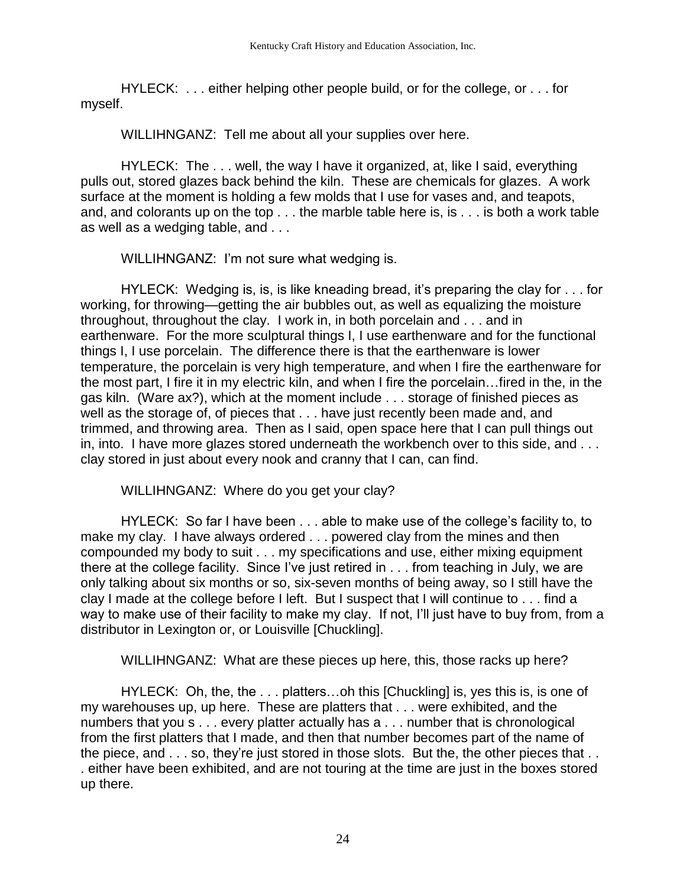HYLECK: . . . either helping other people build, or for the college, or . . . for myself.

WILLIHNGANZ: Tell me about all your supplies over here.

HYLECK: The . . . well, the way I have it organized, at, like I said, everything pulls out, stored glazes back behind the kiln. These are chemicals for glazes. A work surface at the moment is holding a few molds that I use for vases and, and teapots, and, and colorants up on the top . . . the marble table here is, is . . . is both a work table as well as a wedging table, and . . .

WILLIHNGANZ: I'm not sure what wedging is.

HYLECK: Wedging is, is, is like kneading bread, it's preparing the clay for . . . for working, for throwing—getting the air bubbles out, as well as equalizing the moisture throughout, throughout the clay. I work in, in both porcelain and . . . and in earthenware. For the more sculptural things I, I use earthenware and for the functional things I, I use porcelain. The difference there is that the earthenware is lower temperature, the porcelain is very high temperature, and when I fire the earthenware for the most part, I fire it in my electric kiln, and when I fire the porcelain…fired in the, in the gas kiln. (Ware ax?), which at the moment include . . . storage of finished pieces as well as the storage of, of pieces that . . . have just recently been made and, and trimmed, and throwing area. Then as I said, open space here that I can pull things out in, into. I have more glazes stored underneath the workbench over to this side, and . . . clay stored in just about every nook and cranny that I can, can find.

WILLIHNGANZ: Where do you get your clay?

HYLECK: So far I have been . . . able to make use of the college's facility to, to make my clay. I have always ordered . . . powered clay from the mines and then compounded my body to suit . . . my specifications and use, either mixing equipment there at the college facility. Since I've just retired in . . . from teaching in July, we are only talking about six months or so, six-seven months of being away, so I still have the clay I made at the college before I left. But I suspect that I will continue to . . . find a way to make use of their facility to make my clay. If not, I'll just have to buy from, from a distributor in Lexington or, or Louisville [Chuckling].

WILLIHNGANZ: What are these pieces up here, this, those racks up here?

HYLECK: Oh, the, the . . . platters…oh this [Chuckling] is, yes this is, is one of my warehouses up, up here. These are platters that . . . were exhibited, and the numbers that you s . . . every platter actually has a . . . number that is chronological from the first platters that I made, and then that number becomes part of the name of the piece, and . . . so, they're just stored in those slots. But the, the other pieces that . . . either have been exhibited, and are not touring at the time are just in the boxes stored up there.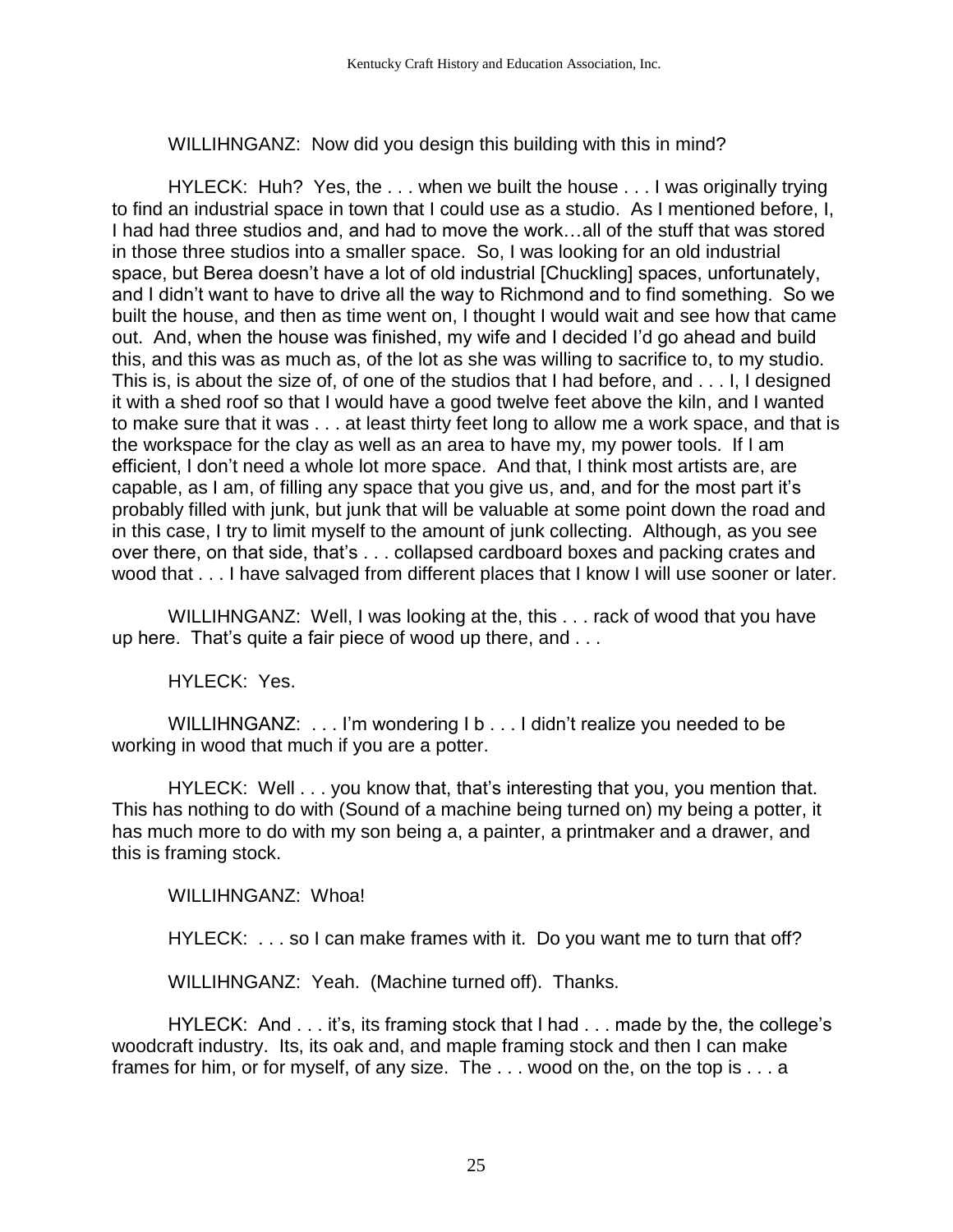WILLIHNGANZ: Now did you design this building with this in mind?

HYLECK: Huh? Yes, the . . . when we built the house . . . I was originally trying to find an industrial space in town that I could use as a studio. As I mentioned before, I, I had had three studios and, and had to move the work…all of the stuff that was stored in those three studios into a smaller space. So, I was looking for an old industrial space, but Berea doesn't have a lot of old industrial [Chuckling] spaces, unfortunately, and I didn't want to have to drive all the way to Richmond and to find something. So we built the house, and then as time went on, I thought I would wait and see how that came out. And, when the house was finished, my wife and I decided I'd go ahead and build this, and this was as much as, of the lot as she was willing to sacrifice to, to my studio. This is, is about the size of, of one of the studios that I had before, and . . . I, I designed it with a shed roof so that I would have a good twelve feet above the kiln, and I wanted to make sure that it was . . . at least thirty feet long to allow me a work space, and that is the workspace for the clay as well as an area to have my, my power tools. If I am efficient, I don't need a whole lot more space. And that, I think most artists are, are capable, as I am, of filling any space that you give us, and, and for the most part it's probably filled with junk, but junk that will be valuable at some point down the road and in this case, I try to limit myself to the amount of junk collecting. Although, as you see over there, on that side, that's . . . collapsed cardboard boxes and packing crates and wood that . . . I have salvaged from different places that I know I will use sooner or later.

WILLIHNGANZ: Well, I was looking at the, this . . . rack of wood that you have up here. That's quite a fair piece of wood up there, and . . .

HYLECK: Yes.

WILLIHNGANZ: . . . I'm wondering I b . . . I didn't realize you needed to be working in wood that much if you are a potter.

HYLECK: Well . . . you know that, that's interesting that you, you mention that. This has nothing to do with (Sound of a machine being turned on) my being a potter, it has much more to do with my son being a, a painter, a printmaker and a drawer, and this is framing stock.

WILLIHNGANZ: Whoa!

HYLECK: . . . so I can make frames with it. Do you want me to turn that off?

WILLIHNGANZ: Yeah. (Machine turned off). Thanks.

HYLECK: And . . . it's, its framing stock that I had . . . made by the, the college's woodcraft industry. Its, its oak and, and maple framing stock and then I can make frames for him, or for myself, of any size. The . . . wood on the, on the top is . . . a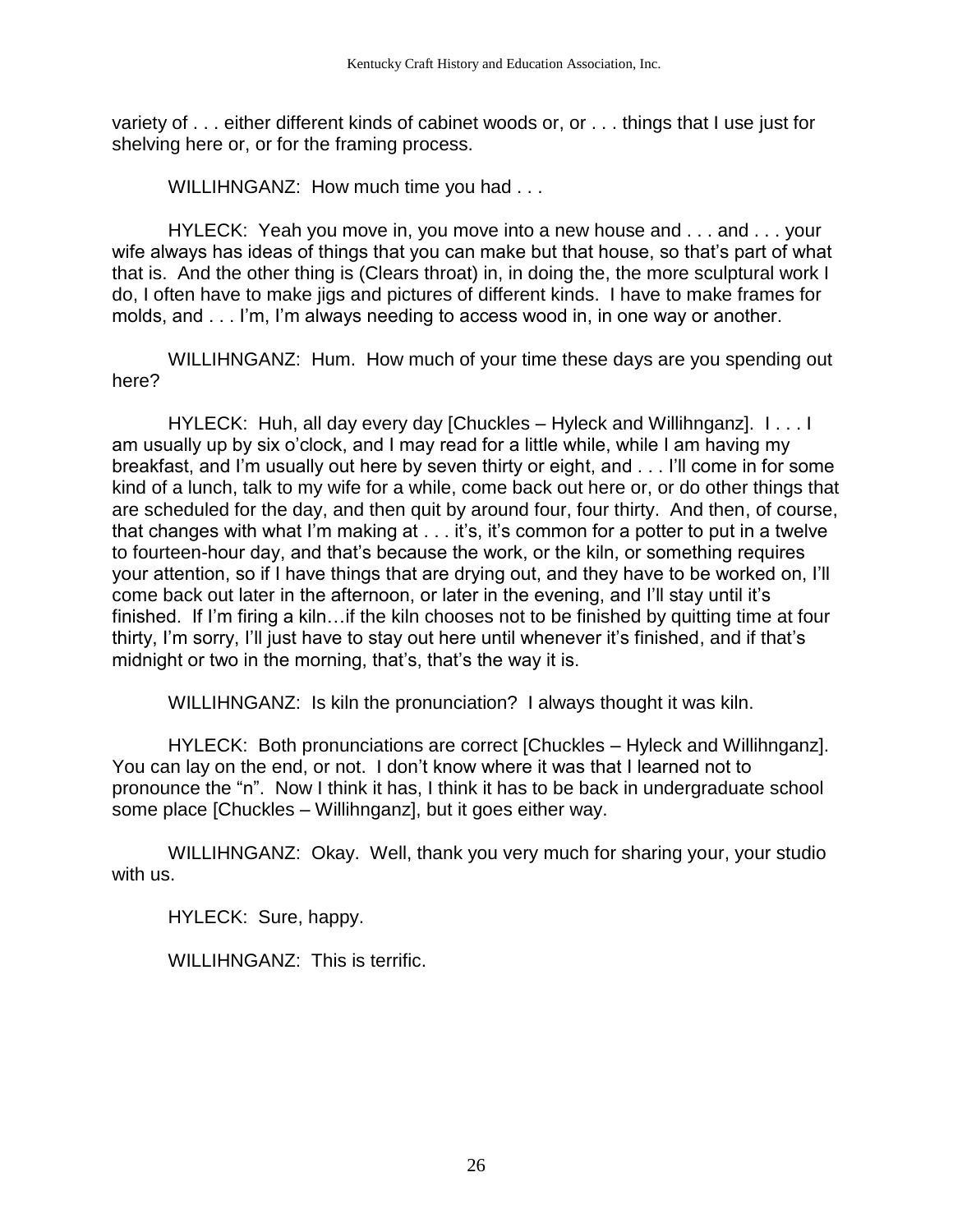variety of . . . either different kinds of cabinet woods or, or . . . things that I use just for shelving here or, or for the framing process.

WILLIHNGANZ: How much time you had . . .

HYLECK: Yeah you move in, you move into a new house and . . . and . . . your wife always has ideas of things that you can make but that house, so that's part of what that is. And the other thing is (Clears throat) in, in doing the, the more sculptural work I do, I often have to make jigs and pictures of different kinds. I have to make frames for molds, and . . . I'm, I'm always needing to access wood in, in one way or another.

WILLIHNGANZ: Hum. How much of your time these days are you spending out here?

HYLECK: Huh, all day every day [Chuckles – Hyleck and Willihnganz]. I . . . I am usually up by six o'clock, and I may read for a little while, while I am having my breakfast, and I'm usually out here by seven thirty or eight, and . . . I'll come in for some kind of a lunch, talk to my wife for a while, come back out here or, or do other things that are scheduled for the day, and then quit by around four, four thirty. And then, of course, that changes with what I'm making at . . . it's, it's common for a potter to put in a twelve to fourteen-hour day, and that's because the work, or the kiln, or something requires your attention, so if I have things that are drying out, and they have to be worked on, I'll come back out later in the afternoon, or later in the evening, and I'll stay until it's finished. If I'm firing a kiln…if the kiln chooses not to be finished by quitting time at four thirty, I'm sorry, I'll just have to stay out here until whenever it's finished, and if that's midnight or two in the morning, that's, that's the way it is.

WILLIHNGANZ: Is kiln the pronunciation? I always thought it was kiln.

HYLECK: Both pronunciations are correct [Chuckles – Hyleck and Willihnganz]. You can lay on the end, or not. I don't know where it was that I learned not to pronounce the "n". Now I think it has, I think it has to be back in undergraduate school some place [Chuckles – Willihnganz], but it goes either way.

WILLIHNGANZ: Okay. Well, thank you very much for sharing your, your studio with us.

HYLECK: Sure, happy.

WILLIHNGANZ: This is terrific.